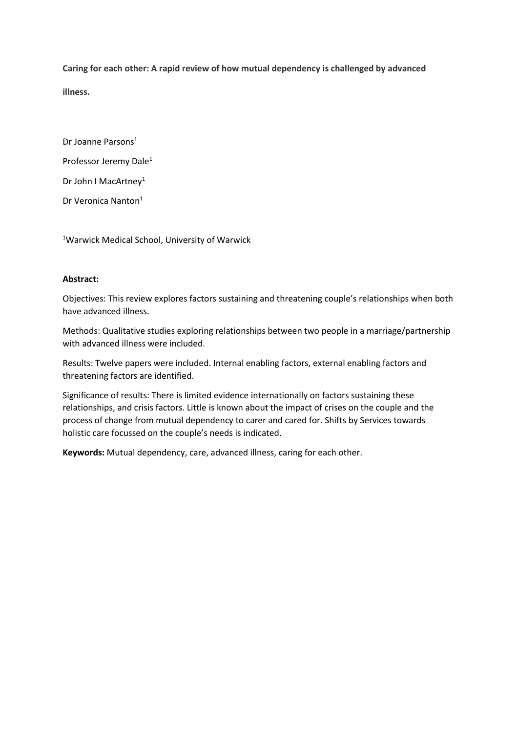**Caring for each other: A rapid review of how mutual dependency is challenged by advanced illness.**

Dr Joanne Parsons[1]

Professor Jeremy Dale[1]

Dr John I MacArtney[1]

Dr Veronica Nanton[1]

[1]Warwick Medical School, University of Warwick

**Abstract:**

Objectives: This review explores factors sustaining and threatening couple's relationships when both have advanced illness.

Methods: Qualitative studies exploring relationships between two people in a marriage/partnership with advanced illness were included.

Results: Twelve papers were included. Internal enabling factors, external enabling factors and threatening factors are identified.

Significance of results: There is limited evidence internationally on factors sustaining these relationships, and crisis factors. Little is known about the impact of crises on the couple and the process of change from mutual dependency to carer and cared for. Shifts by Services towards holistic care focussed on the couple's needs is indicated.

**Keywords:** Mutual dependency, care, advanced illness, caring for each other.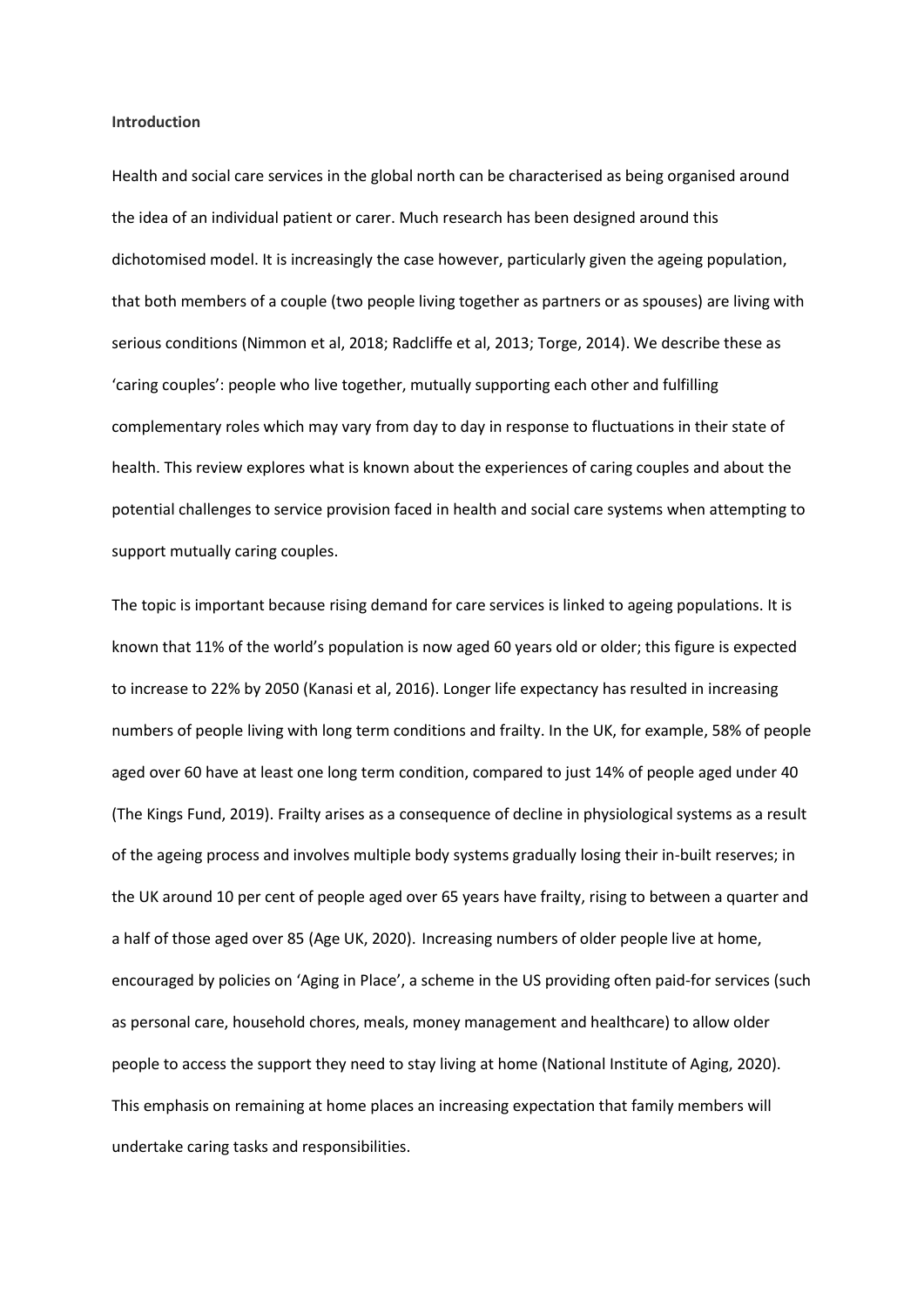**Introduction**

Health and social care services in the global north can be characterised as being organised around the idea of an individual patient or carer. Much research has been designed around this dichotomised model. It is increasingly the case however, particularly given the ageing population, that both members of a couple (two people living together as partners or as spouses) are living with serious conditions (Nimmon et al, 2018; Radcliffe et al, 2013; Torge, 2014). We describe these as 'caring couples': people who live together, mutually supporting each other and fulfilling complementary roles which may vary from day to day in response to fluctuations in their state of health. This review explores what is known about the experiences of caring couples and about the potential challenges to service provision faced in health and social care systems when attempting to support mutually caring couples.

The topic is important because rising demand for care services is linked to ageing populations. It is known that 11% of the world's population is now aged 60 years old or older; this figure is expected to increase to 22% by 2050 (Kanasi et al, 2016). Longer life expectancy has resulted in increasing numbers of people living with long term conditions and frailty. In the UK, for example, 58% of people aged over 60 have at least one long term condition, compared to just 14% of people aged under 40 (The Kings Fund, 2019). Frailty arises as a consequence of decline in physiological systems as a result of the ageing process and involves multiple body systems gradually losing their in-built reserves; in the UK around 10 per cent of people aged over 65 years have frailty, rising to between a quarter and a half of those aged over 85 (Age UK, 2020). Increasing numbers of older people live at home, encouraged by policies on 'Aging in Place', a scheme in the US providing often paid-for services (such as personal care, household chores, meals, money management and healthcare) to allow older people to access the support they need to stay living at home (National Institute of Aging, 2020). This emphasis on remaining at home places an increasing expectation that family members will undertake caring tasks and responsibilities.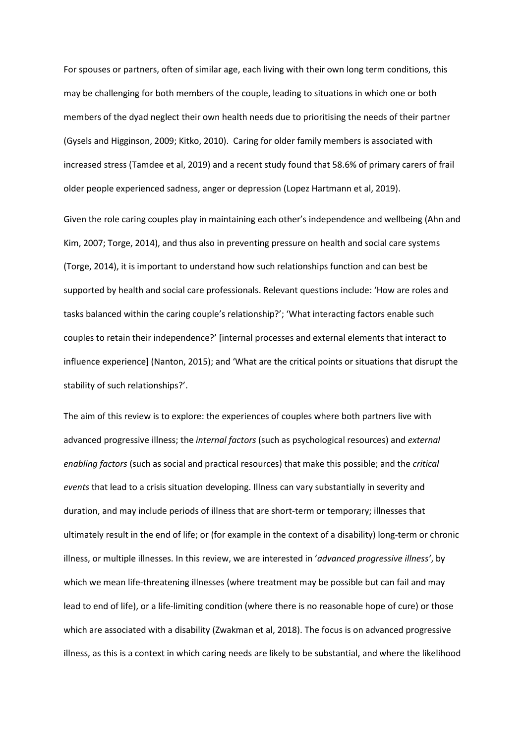For spouses or partners, often of similar age, each living with their own long term conditions, this may be challenging for both members of the couple, leading to situations in which one or both members of the dyad neglect their own health needs due to prioritising the needs of their partner (Gysels and Higginson, 2009; Kitko, 2010). Caring for older family members is associated with increased stress (Tamdee et al, 2019) and a recent study found that 58.6% of primary carers of frail older people experienced sadness, anger or depression (Lopez Hartmann et al, 2019).

Given the role caring couples play in maintaining each other's independence and wellbeing (Ahn and Kim, 2007; Torge, 2014), and thus also in preventing pressure on health and social care systems (Torge, 2014), it is important to understand how such relationships function and can best be supported by health and social care professionals. Relevant questions include: 'How are roles and tasks balanced within the caring couple's relationship?'; 'What interacting factors enable such couples to retain their independence?' [internal processes and external elements that interact to influence experience] (Nanton, 2015); and 'What are the critical points or situations that disrupt the stability of such relationships?'.

The aim of this review is to explore: the experiences of couples where both partners live with advanced progressive illness; the *internal factors* (such as psychological resources) and *external enabling factors* (such as social and practical resources) that make this possible; and the *critical events* that lead to a crisis situation developing. Illness can vary substantially in severity and duration, and may include periods of illness that are short-term or temporary; illnesses that ultimately result in the end of life; or (for example in the context of a disability) long-term or chronic illness, or multiple illnesses. In this review, we are interested in '*advanced progressive illness'*, by which we mean life-threatening illnesses (where treatment may be possible but can fail and may lead to end of life), or a life-limiting condition (where there is no reasonable hope of cure) or those which are associated with a disability (Zwakman et al, 2018). The focus is on advanced progressive illness, as this is a context in which caring needs are likely to be substantial, and where the likelihood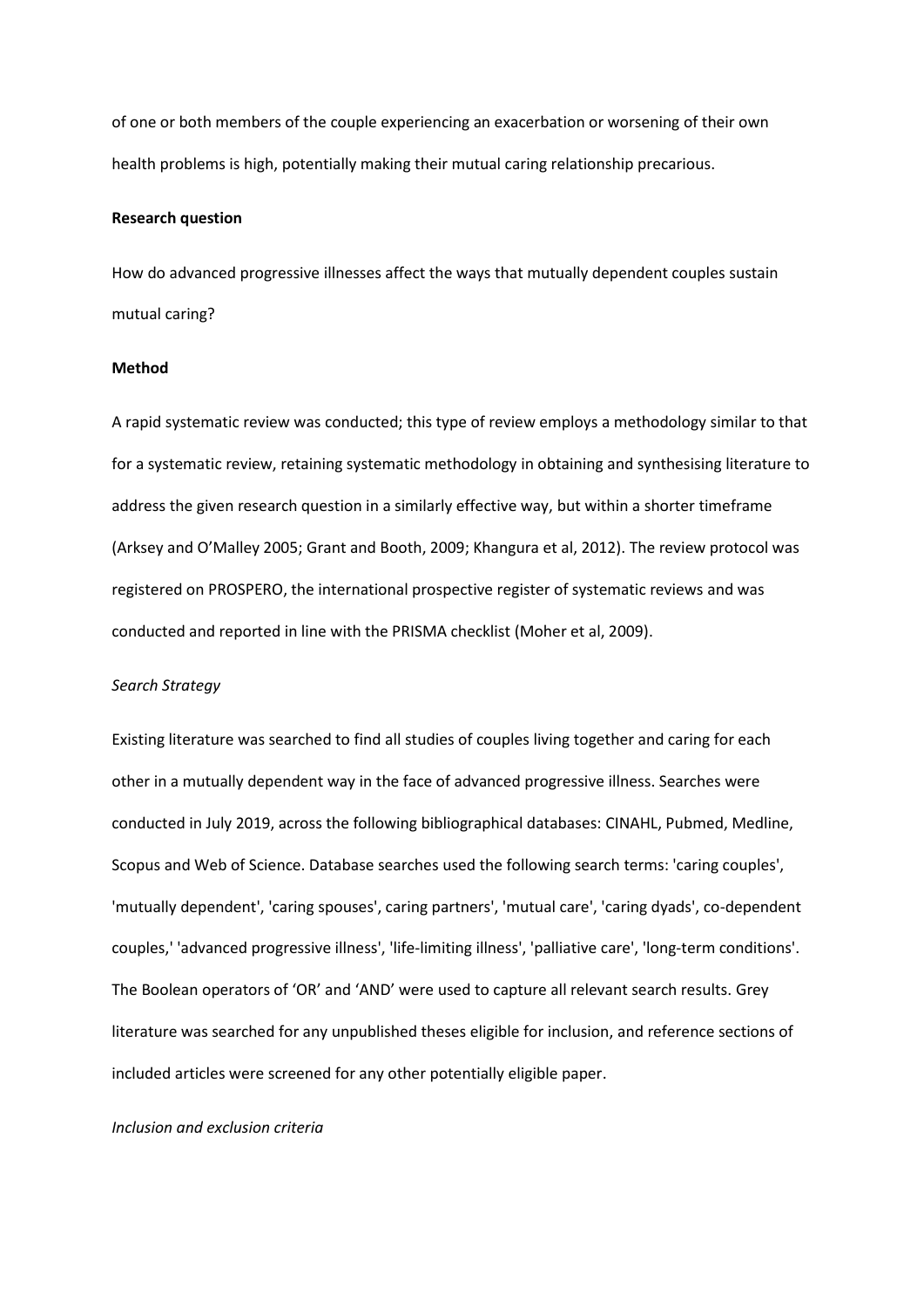of one or both members of the couple experiencing an exacerbation or worsening of their own health problems is high, potentially making their mutual caring relationship precarious.

**Research question**

How do advanced progressive illnesses affect the ways that mutually dependent couples sustain mutual caring?

**Method**

A rapid systematic review was conducted; this type of review employs a methodology similar to that for a systematic review, retaining systematic methodology in obtaining and synthesising literature to address the given research question in a similarly effective way, but within a shorter timeframe (Arksey and O'Malley 2005; Grant and Booth, 2009; Khangura et al, 2012). The review protocol was registered on PROSPERO, the international prospective register of systematic reviews and was conducted and reported in line with the PRISMA checklist (Moher et al, 2009).

*Search Strategy*

Existing literature was searched to find all studies of couples living together and caring for each other in a mutually dependent way in the face of advanced progressive illness. Searches were conducted in July 2019, across the following bibliographical databases: CINAHL, Pubmed, Medline, Scopus and Web of Science. Database searches used the following search terms: 'caring couples', 'mutually dependent', 'caring spouses', caring partners', 'mutual care', 'caring dyads', co-dependent couples,' 'advanced progressive illness', 'life-limiting illness', 'palliative care', 'long-term conditions'. The Boolean operators of 'OR' and 'AND' were used to capture all relevant search results. Grey literature was searched for any unpublished theses eligible for inclusion, and reference sections of included articles were screened for any other potentially eligible paper.

*Inclusion and exclusion criteria*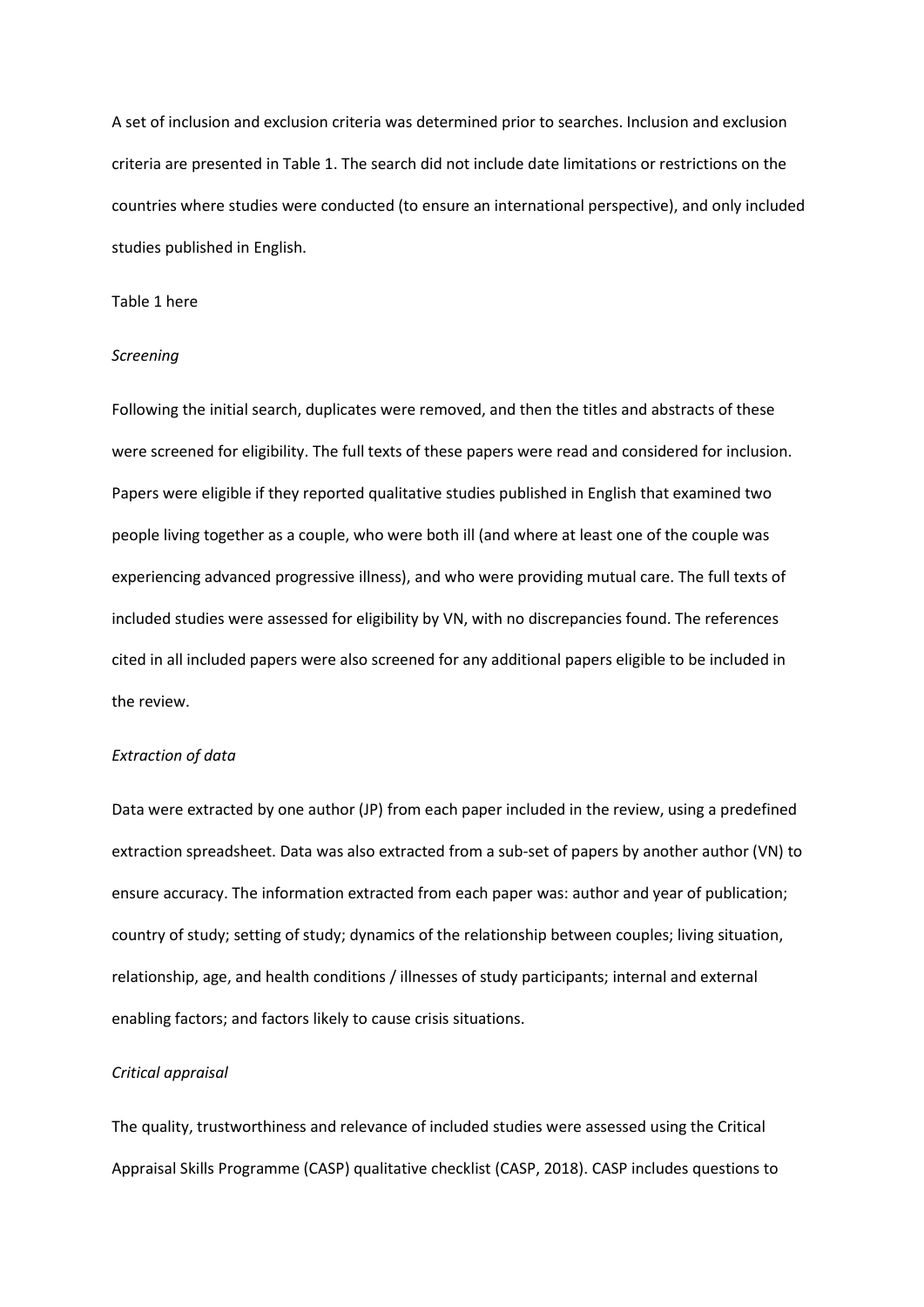A set of inclusion and exclusion criteria was determined prior to searches. Inclusion and exclusion criteria are presented in Table 1. The search did not include date limitations or restrictions on the countries where studies were conducted (to ensure an international perspective), and only included studies published in English.

Table 1 here

*Screening*

Following the initial search, duplicates were removed, and then the titles and abstracts of these were screened for eligibility. The full texts of these papers were read and considered for inclusion. Papers were eligible if they reported qualitative studies published in English that examined two people living together as a couple, who were both ill (and where at least one of the couple was experiencing advanced progressive illness), and who were providing mutual care. The full texts of included studies were assessed for eligibility by VN, with no discrepancies found. The references cited in all included papers were also screened for any additional papers eligible to be included in the review.

*Extraction of data*

Data were extracted by one author (JP) from each paper included in the review, using a predefined extraction spreadsheet. Data was also extracted from a sub-set of papers by another author (VN) to ensure accuracy. The information extracted from each paper was: author and year of publication; country of study; setting of study; dynamics of the relationship between couples; living situation, relationship, age, and health conditions / illnesses of study participants; internal and external enabling factors; and factors likely to cause crisis situations.

*Critical appraisal*

The quality, trustworthiness and relevance of included studies were assessed using the Critical Appraisal Skills Programme (CASP) qualitative checklist (CASP, 2018). CASP includes questions to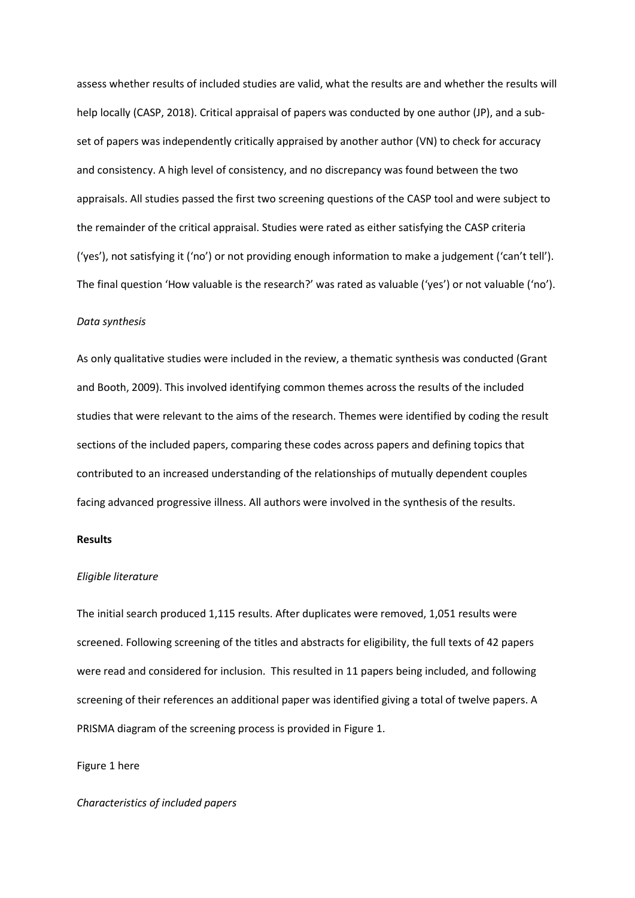assess whether results of included studies are valid, what the results are and whether the results will help locally (CASP, 2018). Critical appraisal of papers was conducted by one author (JP), and a sub-set of papers was independently critically appraised by another author (VN) to check for accuracy and consistency. A high level of consistency, and no discrepancy was found between the two appraisals. All studies passed the first two screening questions of the CASP tool and were subject to the remainder of the critical appraisal. Studies were rated as either satisfying the CASP criteria ('yes'), not satisfying it ('no') or not providing enough information to make a judgement ('can't tell'). The final question 'How valuable is the research?' was rated as valuable ('yes') or not valuable ('no').

*Data synthesis*

As only qualitative studies were included in the review, a thematic synthesis was conducted (Grant and Booth, 2009). This involved identifying common themes across the results of the included studies that were relevant to the aims of the research. Themes were identified by coding the result sections of the included papers, comparing these codes across papers and defining topics that contributed to an increased understanding of the relationships of mutually dependent couples facing advanced progressive illness. All authors were involved in the synthesis of the results.

**Results**

*Eligible literature*

The initial search produced 1,115 results. After duplicates were removed, 1,051 results were screened. Following screening of the titles and abstracts for eligibility, the full texts of 42 papers were read and considered for inclusion. This resulted in 11 papers being included, and following screening of their references an additional paper was identified giving a total of twelve papers. A PRISMA diagram of the screening process is provided in Figure 1.

Figure 1 here

*Characteristics of included papers*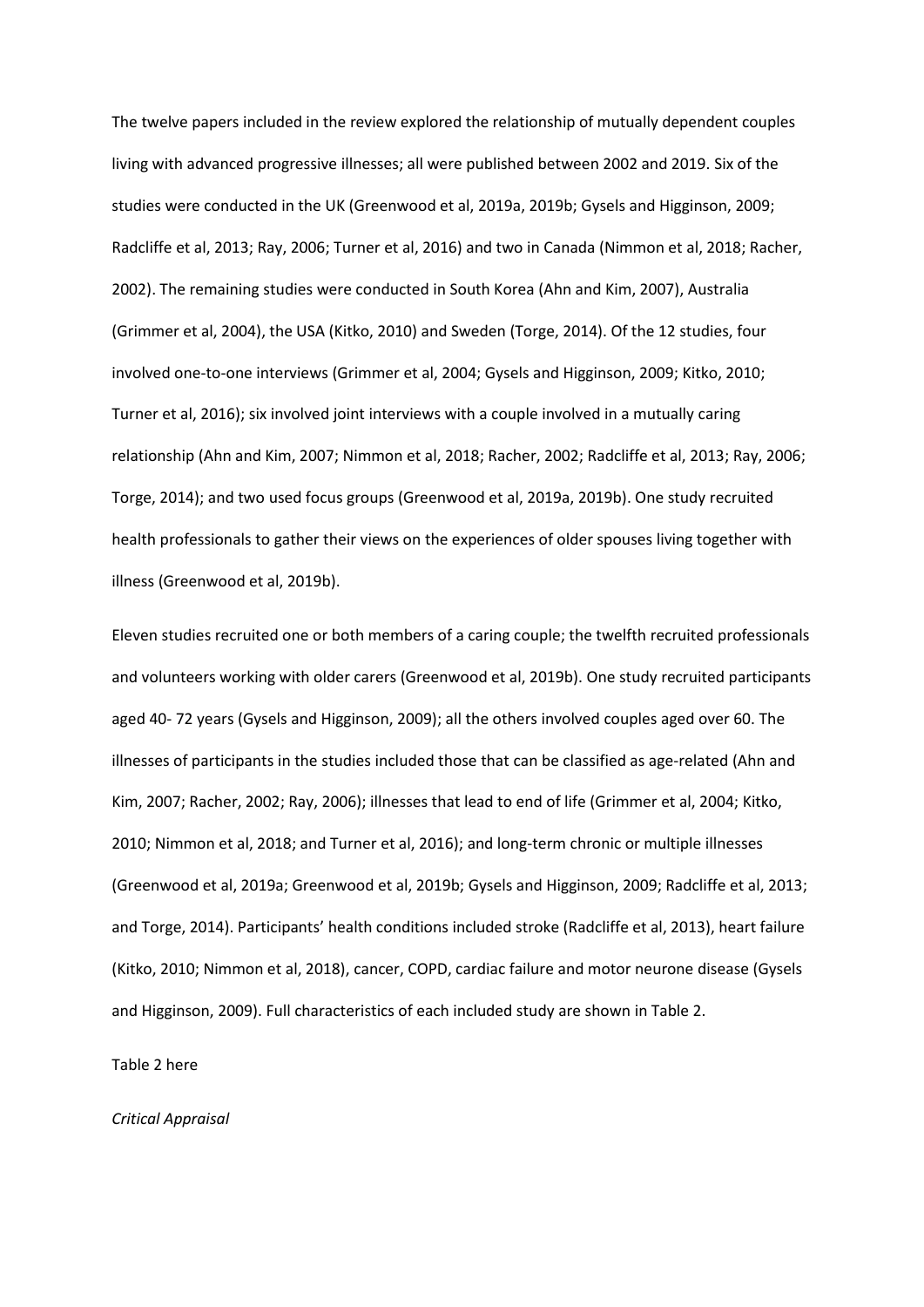The twelve papers included in the review explored the relationship of mutually dependent couples living with advanced progressive illnesses; all were published between 2002 and 2019. Six of the studies were conducted in the UK (Greenwood et al, 2019a, 2019b; Gysels and Higginson, 2009; Radcliffe et al, 2013; Ray, 2006; Turner et al, 2016) and two in Canada (Nimmon et al, 2018; Racher, 2002). The remaining studies were conducted in South Korea (Ahn and Kim, 2007), Australia (Grimmer et al, 2004), the USA (Kitko, 2010) and Sweden (Torge, 2014). Of the 12 studies, four involved one-to-one interviews (Grimmer et al, 2004; Gysels and Higginson, 2009; Kitko, 2010; Turner et al, 2016); six involved joint interviews with a couple involved in a mutually caring relationship (Ahn and Kim, 2007; Nimmon et al, 2018; Racher, 2002; Radcliffe et al, 2013; Ray, 2006; Torge, 2014); and two used focus groups (Greenwood et al, 2019a, 2019b). One study recruited health professionals to gather their views on the experiences of older spouses living together with illness (Greenwood et al, 2019b).

Eleven studies recruited one or both members of a caring couple; the twelfth recruited professionals and volunteers working with older carers (Greenwood et al, 2019b). One study recruited participants aged 40- 72 years (Gysels and Higginson, 2009); all the others involved couples aged over 60. The illnesses of participants in the studies included those that can be classified as age-related (Ahn and Kim, 2007; Racher, 2002; Ray, 2006); illnesses that lead to end of life (Grimmer et al, 2004; Kitko, 2010; Nimmon et al, 2018; and Turner et al, 2016); and long-term chronic or multiple illnesses (Greenwood et al, 2019a; Greenwood et al, 2019b; Gysels and Higginson, 2009; Radcliffe et al, 2013; and Torge, 2014). Participants' health conditions included stroke (Radcliffe et al, 2013), heart failure (Kitko, 2010; Nimmon et al, 2018), cancer, COPD, cardiac failure and motor neurone disease (Gysels and Higginson, 2009). Full characteristics of each included study are shown in Table 2.

Table 2 here

*Critical Appraisal*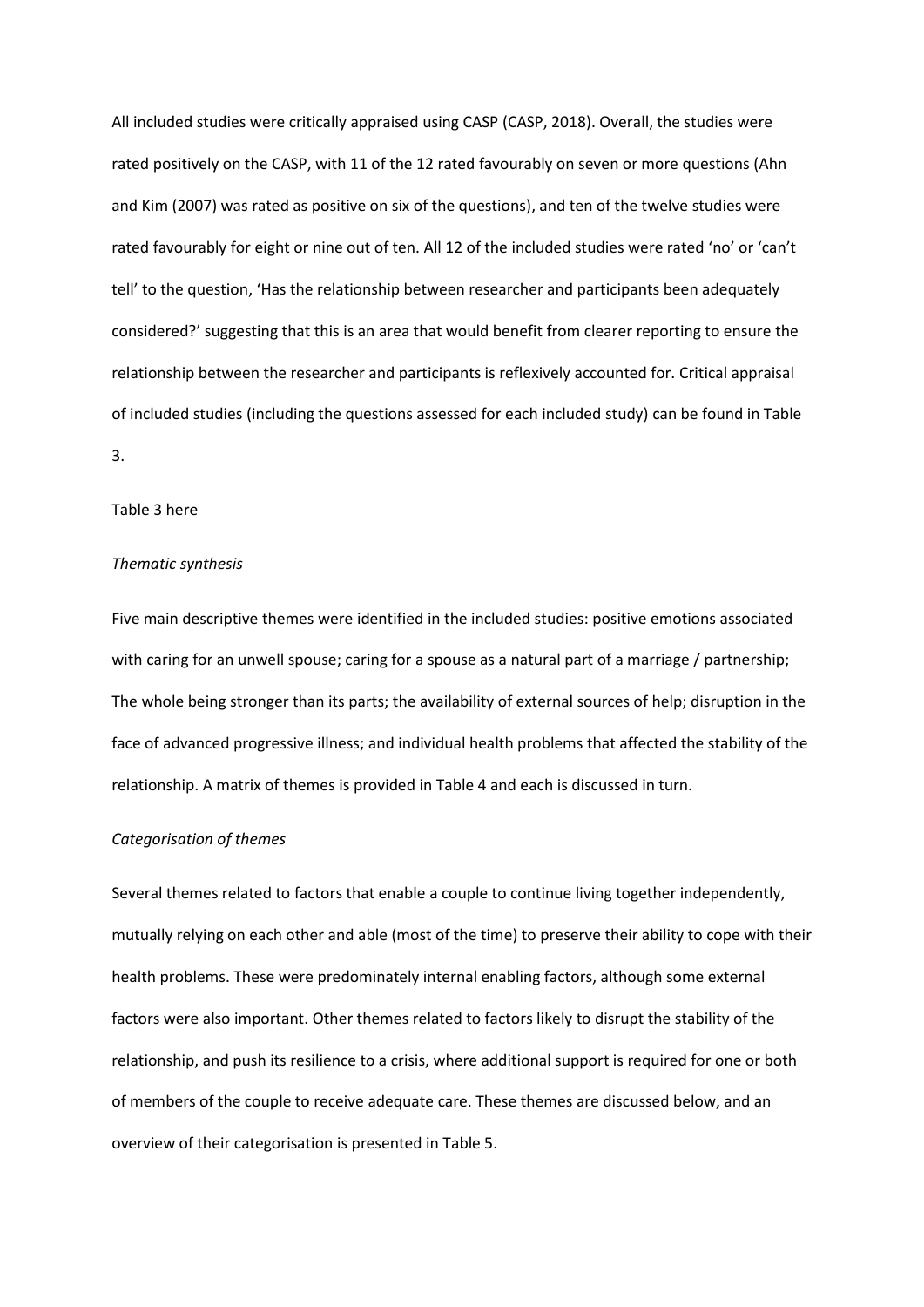All included studies were critically appraised using CASP (CASP, 2018). Overall, the studies were rated positively on the CASP, with 11 of the 12 rated favourably on seven or more questions (Ahn and Kim (2007) was rated as positive on six of the questions), and ten of the twelve studies were rated favourably for eight or nine out of ten. All 12 of the included studies were rated 'no' or 'can't tell' to the question, 'Has the relationship between researcher and participants been adequately considered?' suggesting that this is an area that would benefit from clearer reporting to ensure the relationship between the researcher and participants is reflexively accounted for. Critical appraisal of included studies (including the questions assessed for each included study) can be found in Table 3.

Table 3 here

*Thematic synthesis*

Five main descriptive themes were identified in the included studies: positive emotions associated with caring for an unwell spouse; caring for a spouse as a natural part of a marriage / partnership; The whole being stronger than its parts; the availability of external sources of help; disruption in the face of advanced progressive illness; and individual health problems that affected the stability of the relationship. A matrix of themes is provided in Table 4 and each is discussed in turn.

*Categorisation of themes*

Several themes related to factors that enable a couple to continue living together independently, mutually relying on each other and able (most of the time) to preserve their ability to cope with their health problems. These were predominately internal enabling factors, although some external factors were also important. Other themes related to factors likely to disrupt the stability of the relationship, and push its resilience to a crisis, where additional support is required for one or both of members of the couple to receive adequate care. These themes are discussed below, and an overview of their categorisation is presented in Table 5.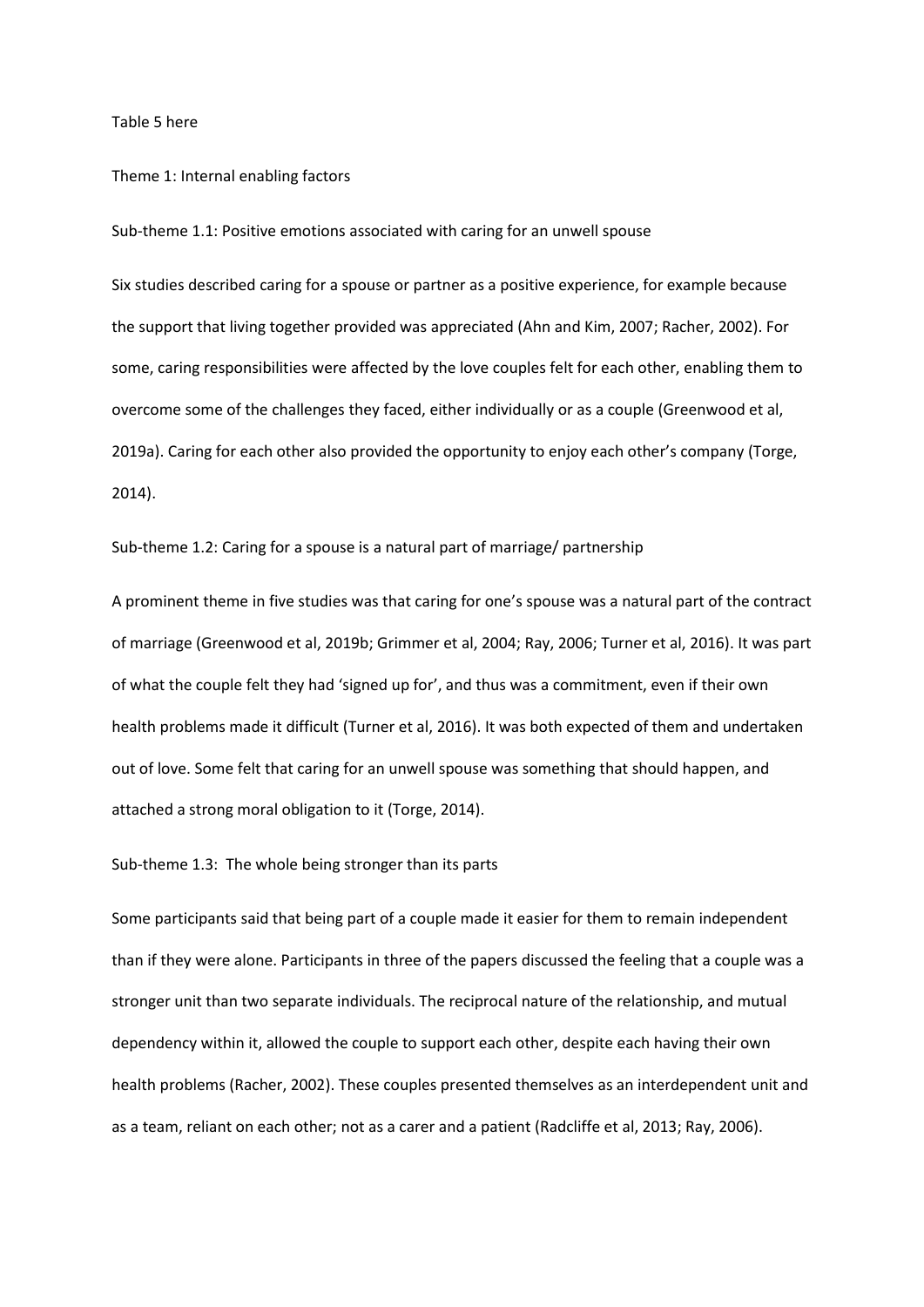Table 5 here

## Theme 1: Internal enabling factors

### Sub-theme 1.1: Positive emotions associated with caring for an unwell spouse

Six studies described caring for a spouse or partner as a positive experience, for example because the support that living together provided was appreciated (Ahn and Kim, 2007; Racher, 2002). For some, caring responsibilities were affected by the love couples felt for each other, enabling them to overcome some of the challenges they faced, either individually or as a couple (Greenwood et al, 2019a). Caring for each other also provided the opportunity to enjoy each other's company (Torge, 2014).

### Sub-theme 1.2: Caring for a spouse is a natural part of marriage/ partnership

A prominent theme in five studies was that caring for one's spouse was a natural part of the contract of marriage (Greenwood et al, 2019b; Grimmer et al, 2004; Ray, 2006; Turner et al, 2016). It was part of what the couple felt they had 'signed up for', and thus was a commitment, even if their own health problems made it difficult (Turner et al, 2016). It was both expected of them and undertaken out of love. Some felt that caring for an unwell spouse was something that should happen, and attached a strong moral obligation to it (Torge, 2014).

### Sub-theme 1.3: The whole being stronger than its parts

Some participants said that being part of a couple made it easier for them to remain independent than if they were alone. Participants in three of the papers discussed the feeling that a couple was a stronger unit than two separate individuals. The reciprocal nature of the relationship, and mutual dependency within it, allowed the couple to support each other, despite each having their own health problems (Racher, 2002). These couples presented themselves as an interdependent unit and as a team, reliant on each other; not as a carer and a patient (Radcliffe et al, 2013; Ray, 2006).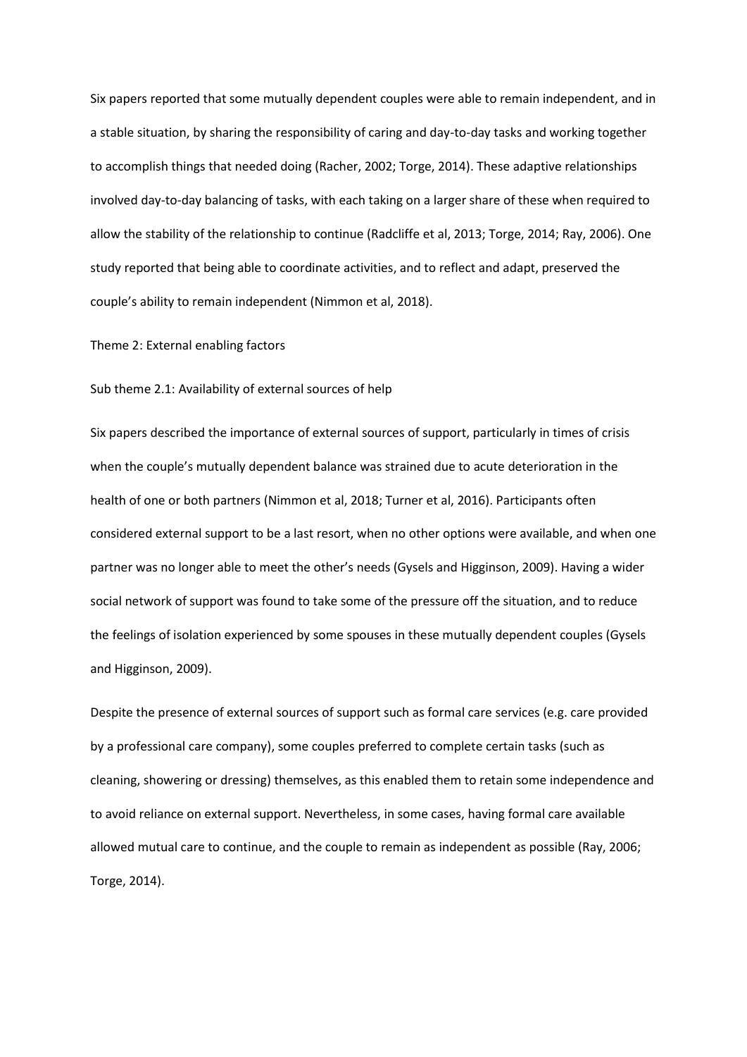Six papers reported that some mutually dependent couples were able to remain independent, and in a stable situation, by sharing the responsibility of caring and day-to-day tasks and working together to accomplish things that needed doing (Racher, 2002; Torge, 2014). These adaptive relationships involved day-to-day balancing of tasks, with each taking on a larger share of these when required to allow the stability of the relationship to continue (Radcliffe et al, 2013; Torge, 2014; Ray, 2006). One study reported that being able to coordinate activities, and to reflect and adapt, preserved the couple's ability to remain independent (Nimmon et al, 2018).

## Theme 2: External enabling factors

### Sub theme 2.1: Availability of external sources of help

Six papers described the importance of external sources of support, particularly in times of crisis when the couple's mutually dependent balance was strained due to acute deterioration in the health of one or both partners (Nimmon et al, 2018; Turner et al, 2016). Participants often considered external support to be a last resort, when no other options were available, and when one partner was no longer able to meet the other's needs (Gysels and Higginson, 2009). Having a wider social network of support was found to take some of the pressure off the situation, and to reduce the feelings of isolation experienced by some spouses in these mutually dependent couples (Gysels and Higginson, 2009).

Despite the presence of external sources of support such as formal care services (e.g. care provided by a professional care company), some couples preferred to complete certain tasks (such as cleaning, showering or dressing) themselves, as this enabled them to retain some independence and to avoid reliance on external support. Nevertheless, in some cases, having formal care available allowed mutual care to continue, and the couple to remain as independent as possible (Ray, 2006; Torge, 2014).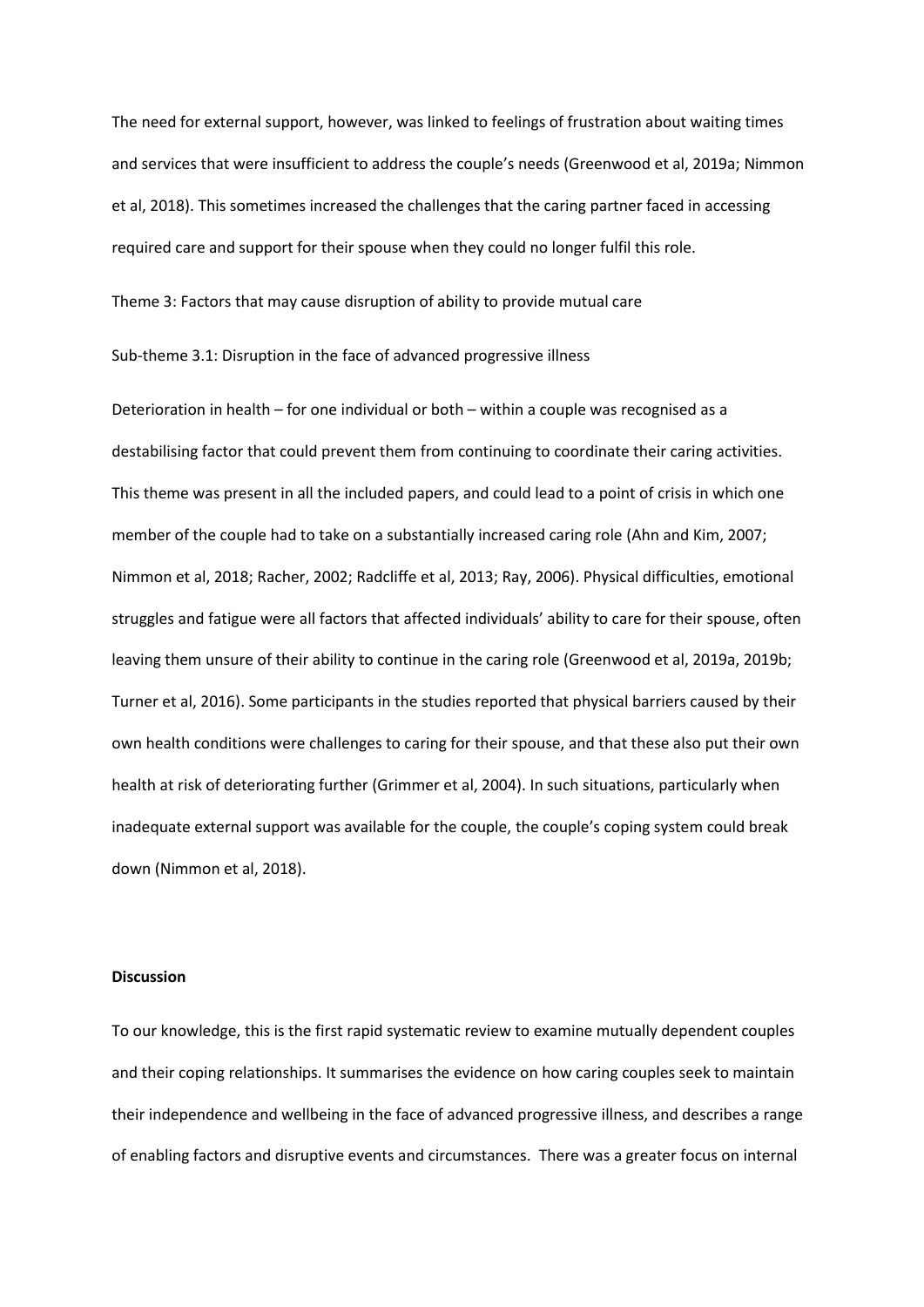The need for external support, however, was linked to feelings of frustration about waiting times and services that were insufficient to address the couple's needs (Greenwood et al, 2019a; Nimmon et al, 2018). This sometimes increased the challenges that the caring partner faced in accessing required care and support for their spouse when they could no longer fulfil this role.

Theme 3: Factors that may cause disruption of ability to provide mutual care

Sub-theme 3.1: Disruption in the face of advanced progressive illness

Deterioration in health – for one individual or both – within a couple was recognised as a destabilising factor that could prevent them from continuing to coordinate their caring activities. This theme was present in all the included papers, and could lead to a point of crisis in which one member of the couple had to take on a substantially increased caring role (Ahn and Kim, 2007; Nimmon et al, 2018; Racher, 2002; Radcliffe et al, 2013; Ray, 2006). Physical difficulties, emotional struggles and fatigue were all factors that affected individuals' ability to care for their spouse, often leaving them unsure of their ability to continue in the caring role (Greenwood et al, 2019a, 2019b; Turner et al, 2016). Some participants in the studies reported that physical barriers caused by their own health conditions were challenges to caring for their spouse, and that these also put their own health at risk of deteriorating further (Grimmer et al, 2004). In such situations, particularly when inadequate external support was available for the couple, the couple's coping system could break down (Nimmon et al, 2018).

**Discussion**

To our knowledge, this is the first rapid systematic review to examine mutually dependent couples and their coping relationships. It summarises the evidence on how caring couples seek to maintain their independence and wellbeing in the face of advanced progressive illness, and describes a range of enabling factors and disruptive events and circumstances. There was a greater focus on internal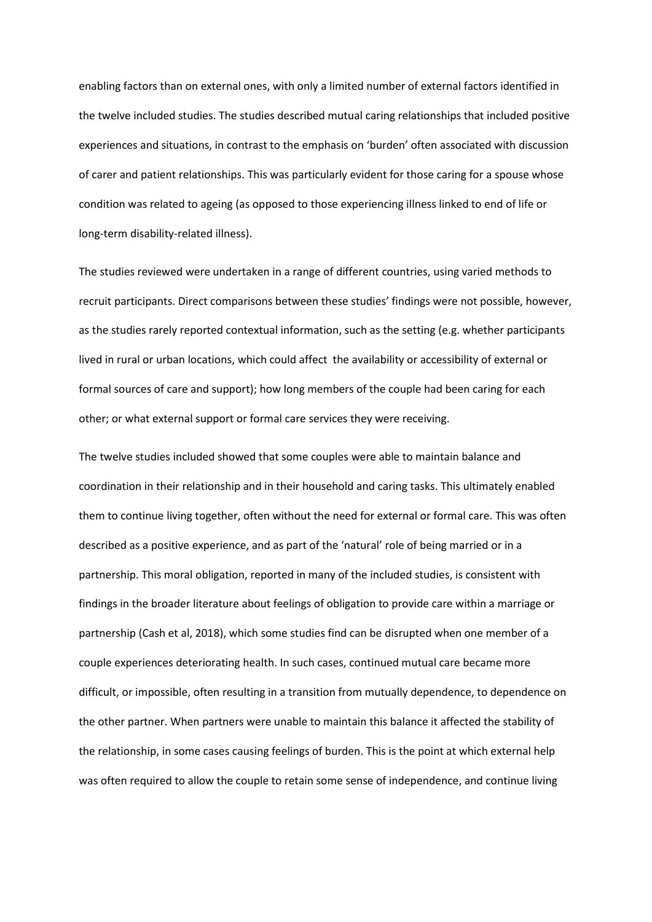enabling factors than on external ones, with only a limited number of external factors identified in the twelve included studies. The studies described mutual caring relationships that included positive experiences and situations, in contrast to the emphasis on 'burden' often associated with discussion of carer and patient relationships. This was particularly evident for those caring for a spouse whose condition was related to ageing (as opposed to those experiencing illness linked to end of life or long-term disability-related illness).

The studies reviewed were undertaken in a range of different countries, using varied methods to recruit participants. Direct comparisons between these studies' findings were not possible, however, as the studies rarely reported contextual information, such as the setting (e.g. whether participants lived in rural or urban locations, which could affect the availability or accessibility of external or formal sources of care and support); how long members of the couple had been caring for each other; or what external support or formal care services they were receiving.

The twelve studies included showed that some couples were able to maintain balance and coordination in their relationship and in their household and caring tasks. This ultimately enabled them to continue living together, often without the need for external or formal care. This was often described as a positive experience, and as part of the 'natural' role of being married or in a partnership. This moral obligation, reported in many of the included studies, is consistent with findings in the broader literature about feelings of obligation to provide care within a marriage or partnership (Cash et al, 2018), which some studies find can be disrupted when one member of a couple experiences deteriorating health. In such cases, continued mutual care became more difficult, or impossible, often resulting in a transition from mutually dependence, to dependence on the other partner. When partners were unable to maintain this balance it affected the stability of the relationship, in some cases causing feelings of burden. This is the point at which external help was often required to allow the couple to retain some sense of independence, and continue living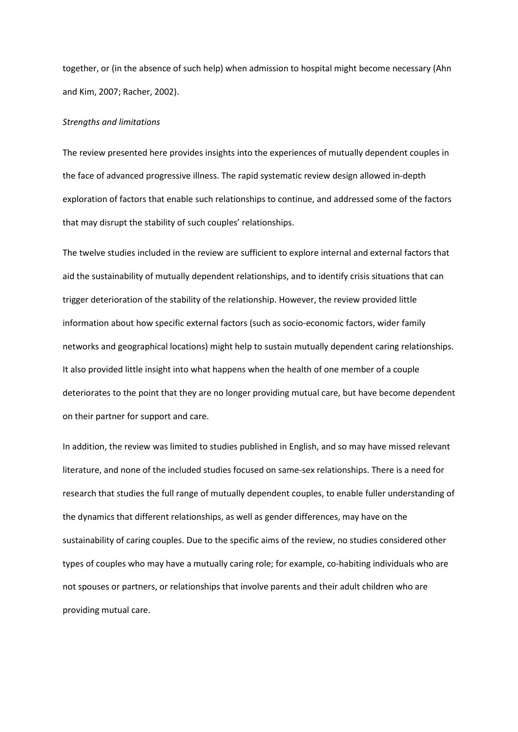together, or (in the absence of such help) when admission to hospital might become necessary (Ahn and Kim, 2007; Racher, 2002).

*Strengths and limitations*

The review presented here provides insights into the experiences of mutually dependent couples in the face of advanced progressive illness. The rapid systematic review design allowed in-depth exploration of factors that enable such relationships to continue, and addressed some of the factors that may disrupt the stability of such couples' relationships.

The twelve studies included in the review are sufficient to explore internal and external factors that aid the sustainability of mutually dependent relationships, and to identify crisis situations that can trigger deterioration of the stability of the relationship. However, the review provided little information about how specific external factors (such as socio-economic factors, wider family networks and geographical locations) might help to sustain mutually dependent caring relationships. It also provided little insight into what happens when the health of one member of a couple deteriorates to the point that they are no longer providing mutual care, but have become dependent on their partner for support and care.

In addition, the review was limited to studies published in English, and so may have missed relevant literature, and none of the included studies focused on same-sex relationships. There is a need for research that studies the full range of mutually dependent couples, to enable fuller understanding of the dynamics that different relationships, as well as gender differences, may have on the sustainability of caring couples. Due to the specific aims of the review, no studies considered other types of couples who may have a mutually caring role; for example, co-habiting individuals who are not spouses or partners, or relationships that involve parents and their adult children who are providing mutual care.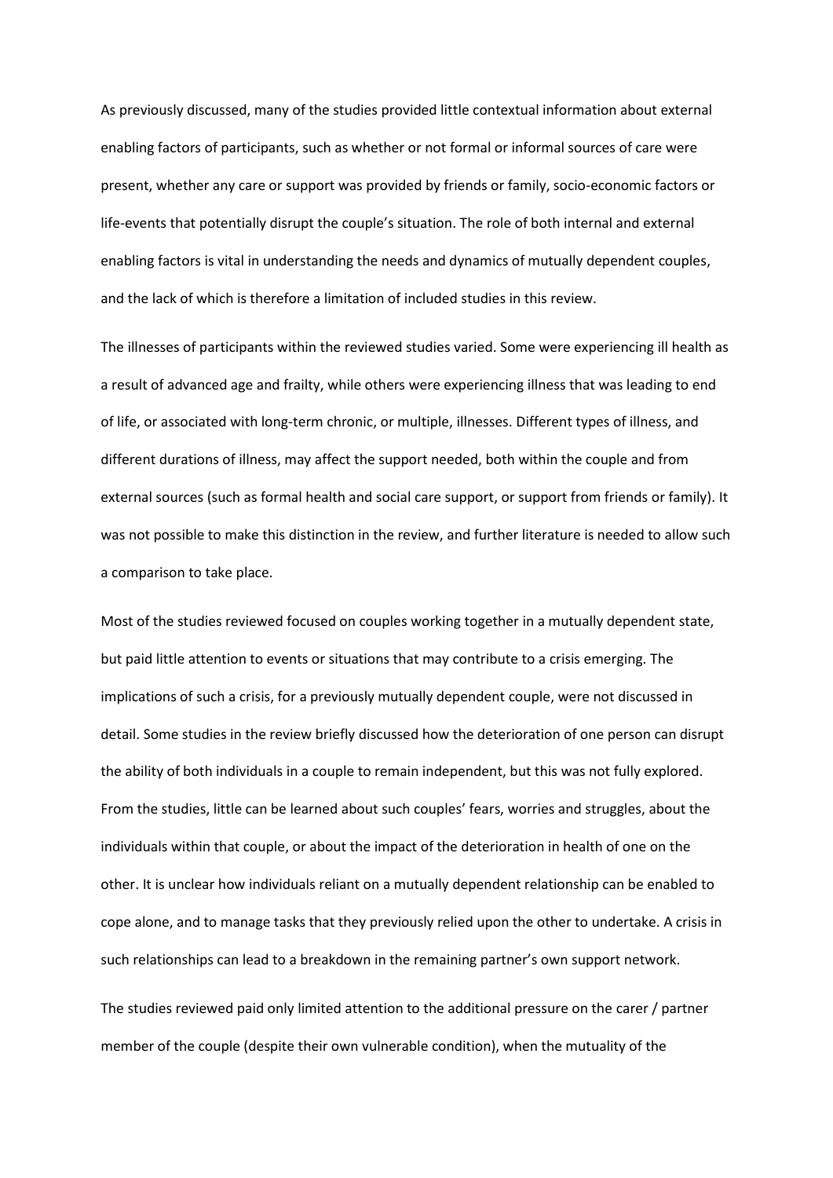As previously discussed, many of the studies provided little contextual information about external enabling factors of participants, such as whether or not formal or informal sources of care were present, whether any care or support was provided by friends or family, socio-economic factors or life-events that potentially disrupt the couple's situation. The role of both internal and external enabling factors is vital in understanding the needs and dynamics of mutually dependent couples, and the lack of which is therefore a limitation of included studies in this review.

The illnesses of participants within the reviewed studies varied. Some were experiencing ill health as a result of advanced age and frailty, while others were experiencing illness that was leading to end of life, or associated with long-term chronic, or multiple, illnesses. Different types of illness, and different durations of illness, may affect the support needed, both within the couple and from external sources (such as formal health and social care support, or support from friends or family). It was not possible to make this distinction in the review, and further literature is needed to allow such a comparison to take place.

Most of the studies reviewed focused on couples working together in a mutually dependent state, but paid little attention to events or situations that may contribute to a crisis emerging. The implications of such a crisis, for a previously mutually dependent couple, were not discussed in detail. Some studies in the review briefly discussed how the deterioration of one person can disrupt the ability of both individuals in a couple to remain independent, but this was not fully explored. From the studies, little can be learned about such couples' fears, worries and struggles, about the individuals within that couple, or about the impact of the deterioration in health of one on the other. It is unclear how individuals reliant on a mutually dependent relationship can be enabled to cope alone, and to manage tasks that they previously relied upon the other to undertake. A crisis in such relationships can lead to a breakdown in the remaining partner's own support network.

The studies reviewed paid only limited attention to the additional pressure on the carer / partner member of the couple (despite their own vulnerable condition), when the mutuality of the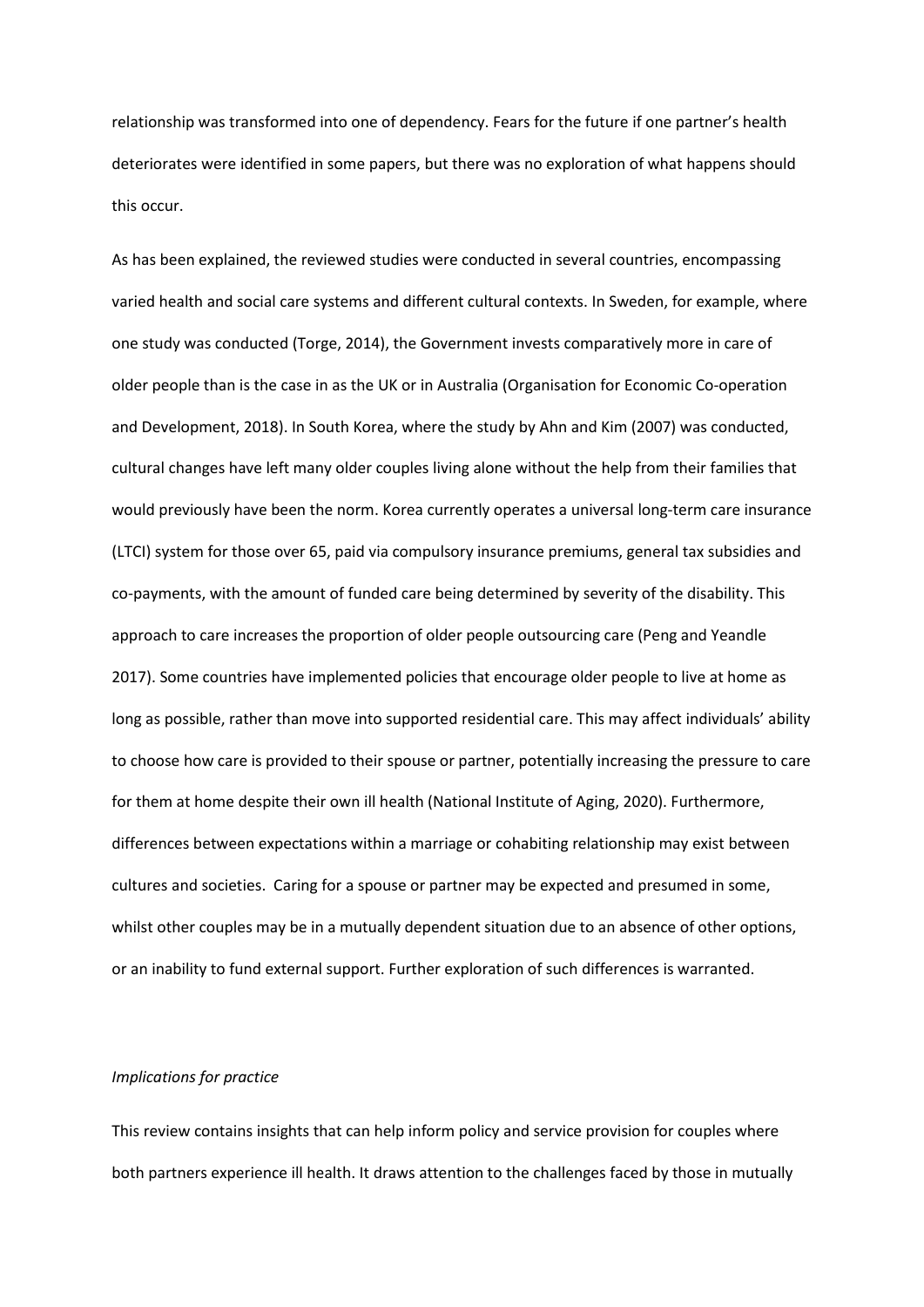relationship was transformed into one of dependency. Fears for the future if one partner's health deteriorates were identified in some papers, but there was no exploration of what happens should this occur.

As has been explained, the reviewed studies were conducted in several countries, encompassing varied health and social care systems and different cultural contexts. In Sweden, for example, where one study was conducted (Torge, 2014), the Government invests comparatively more in care of older people than is the case in as the UK or in Australia (Organisation for Economic Co-operation and Development, 2018). In South Korea, where the study by Ahn and Kim (2007) was conducted, cultural changes have left many older couples living alone without the help from their families that would previously have been the norm. Korea currently operates a universal long-term care insurance (LTCI) system for those over 65, paid via compulsory insurance premiums, general tax subsidies and co-payments, with the amount of funded care being determined by severity of the disability. This approach to care increases the proportion of older people outsourcing care (Peng and Yeandle 2017). Some countries have implemented policies that encourage older people to live at home as long as possible, rather than move into supported residential care. This may affect individuals' ability to choose how care is provided to their spouse or partner, potentially increasing the pressure to care for them at home despite their own ill health (National Institute of Aging, 2020). Furthermore, differences between expectations within a marriage or cohabiting relationship may exist between cultures and societies. Caring for a spouse or partner may be expected and presumed in some, whilst other couples may be in a mutually dependent situation due to an absence of other options, or an inability to fund external support. Further exploration of such differences is warranted.

*Implications for practice*

This review contains insights that can help inform policy and service provision for couples where both partners experience ill health. It draws attention to the challenges faced by those in mutually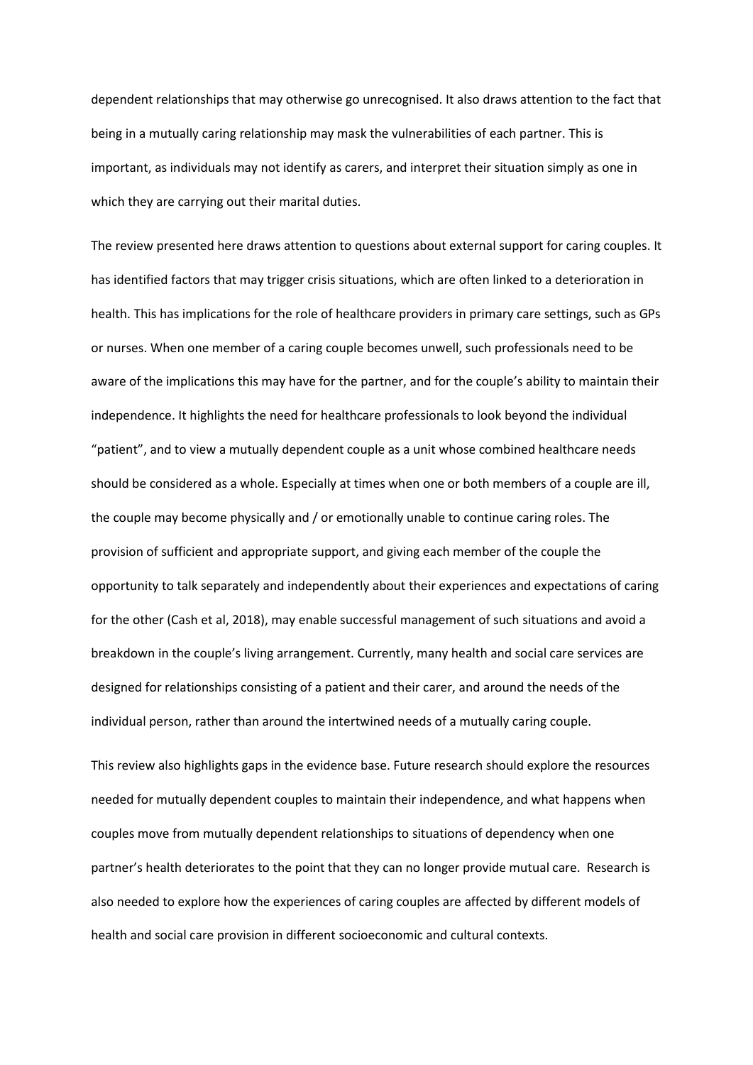dependent relationships that may otherwise go unrecognised. It also draws attention to the fact that being in a mutually caring relationship may mask the vulnerabilities of each partner. This is important, as individuals may not identify as carers, and interpret their situation simply as one in which they are carrying out their marital duties.

The review presented here draws attention to questions about external support for caring couples. It has identified factors that may trigger crisis situations, which are often linked to a deterioration in health. This has implications for the role of healthcare providers in primary care settings, such as GPs or nurses. When one member of a caring couple becomes unwell, such professionals need to be aware of the implications this may have for the partner, and for the couple's ability to maintain their independence. It highlights the need for healthcare professionals to look beyond the individual "patient", and to view a mutually dependent couple as a unit whose combined healthcare needs should be considered as a whole. Especially at times when one or both members of a couple are ill, the couple may become physically and / or emotionally unable to continue caring roles. The provision of sufficient and appropriate support, and giving each member of the couple the opportunity to talk separately and independently about their experiences and expectations of caring for the other (Cash et al, 2018), may enable successful management of such situations and avoid a breakdown in the couple's living arrangement. Currently, many health and social care services are designed for relationships consisting of a patient and their carer, and around the needs of the individual person, rather than around the intertwined needs of a mutually caring couple.

This review also highlights gaps in the evidence base. Future research should explore the resources needed for mutually dependent couples to maintain their independence, and what happens when couples move from mutually dependent relationships to situations of dependency when one partner's health deteriorates to the point that they can no longer provide mutual care. Research is also needed to explore how the experiences of caring couples are affected by different models of health and social care provision in different socioeconomic and cultural contexts.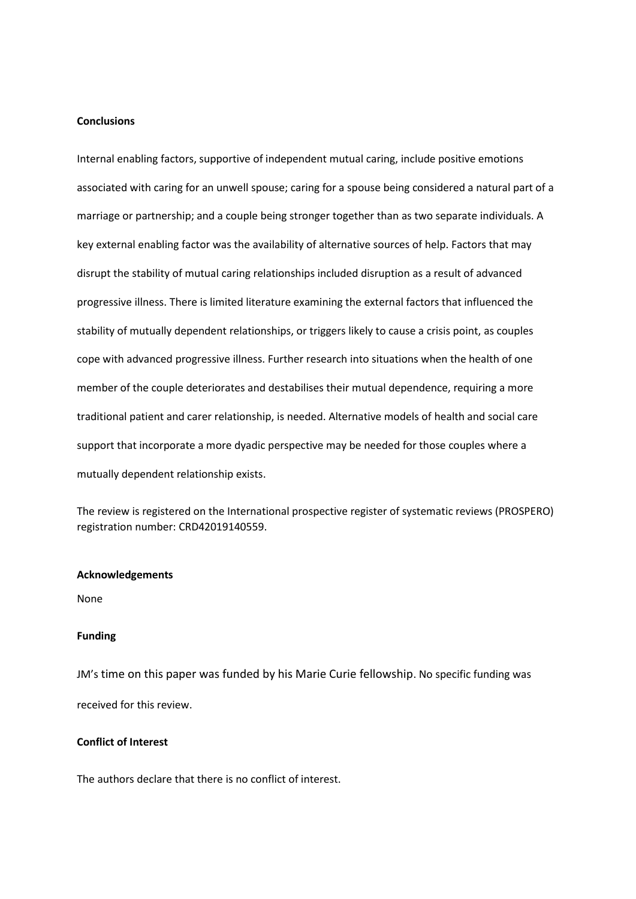**Conclusions**

Internal enabling factors, supportive of independent mutual caring, include positive emotions associated with caring for an unwell spouse; caring for a spouse being considered a natural part of a marriage or partnership; and a couple being stronger together than as two separate individuals. A key external enabling factor was the availability of alternative sources of help. Factors that may disrupt the stability of mutual caring relationships included disruption as a result of advanced progressive illness. There is limited literature examining the external factors that influenced the stability of mutually dependent relationships, or triggers likely to cause a crisis point, as couples cope with advanced progressive illness. Further research into situations when the health of one member of the couple deteriorates and destabilises their mutual dependence, requiring a more traditional patient and carer relationship, is needed. Alternative models of health and social care support that incorporate a more dyadic perspective may be needed for those couples where a mutually dependent relationship exists.

The review is registered on the International prospective register of systematic reviews (PROSPERO) registration number: CRD42019140559.

**Acknowledgements**

None

**Funding**

JM's time on this paper was funded by his Marie Curie fellowship. No specific funding was received for this review.

**Conflict of Interest**

The authors declare that there is no conflict of interest.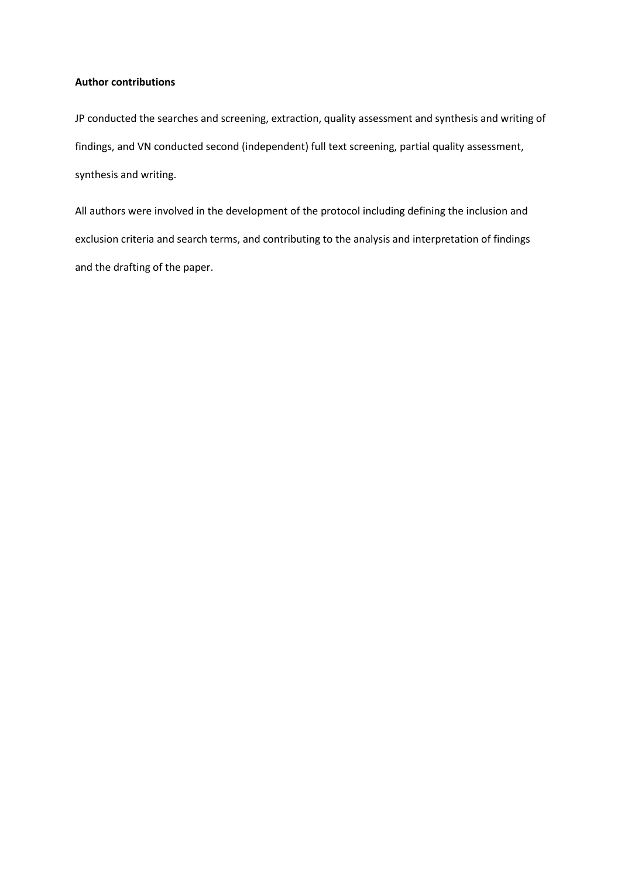**Author contributions**

JP conducted the searches and screening, extraction, quality assessment and synthesis and writing of findings, and VN conducted second (independent) full text screening, partial quality assessment, synthesis and writing.

All authors were involved in the development of the protocol including defining the inclusion and exclusion criteria and search terms, and contributing to the analysis and interpretation of findings and the drafting of the paper.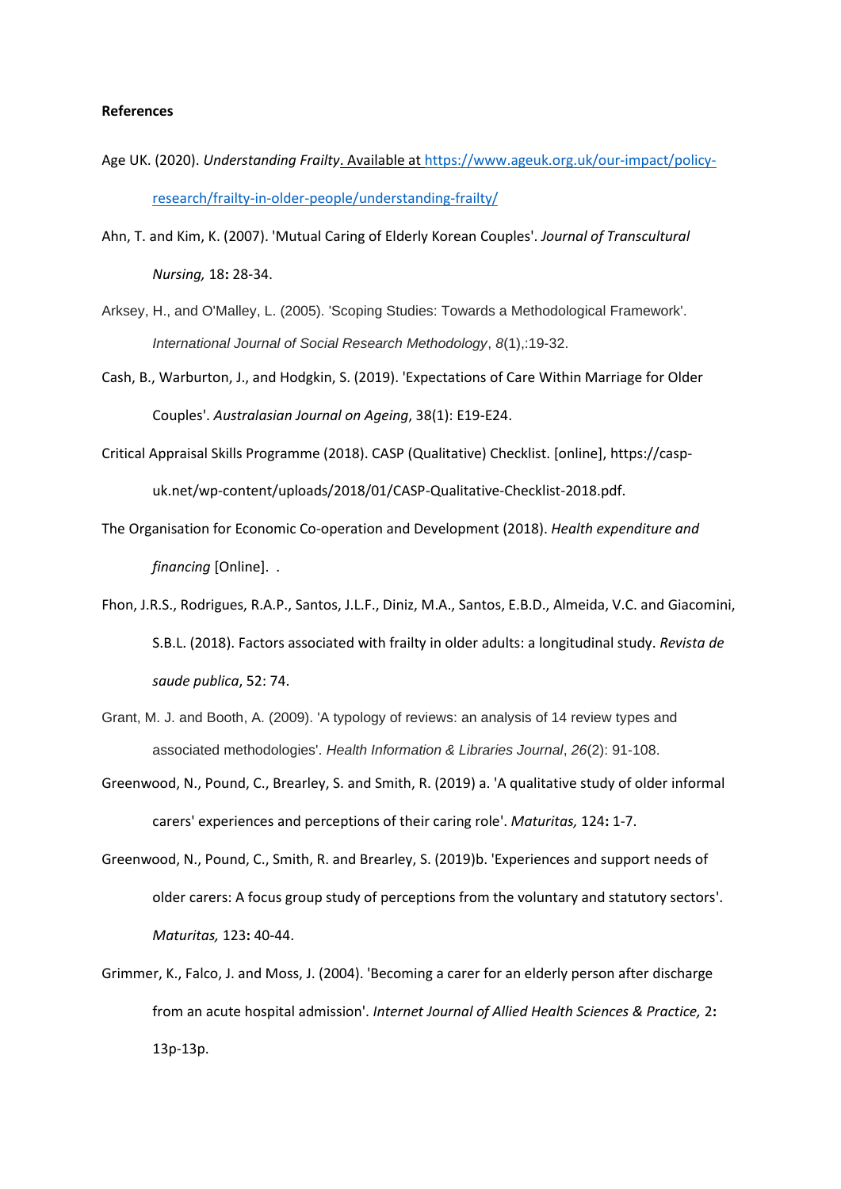**References**

Age UK. (2020). *Understanding Frailty*. Available at https://www.ageuk.org.uk/our-impact/policy-research/frailty-in-older-people/understanding-frailty/

Ahn, T. and Kim, K. (2007). 'Mutual Caring of Elderly Korean Couples'. *Journal of Transcultural Nursing,* 18**:** 28-34.

Arksey, H., and O'Malley, L. (2005). 'Scoping Studies: Towards a Methodological Framework'. *International Journal of Social Research Methodology*, *8*(1),:19-32.

Cash, B., Warburton, J., and Hodgkin, S. (2019). 'Expectations of Care Within Marriage for Older Couples'. *Australasian Journal on Ageing*, 38(1): E19-E24.

Critical Appraisal Skills Programme (2018). CASP (Qualitative) Checklist. [online], https://casp-uk.net/wp-content/uploads/2018/01/CASP-Qualitative-Checklist-2018.pdf.

The Organisation for Economic Co-operation and Development (2018). *Health expenditure and financing* [Online]. .

Fhon, J.R.S., Rodrigues, R.A.P., Santos, J.L.F., Diniz, M.A., Santos, E.B.D., Almeida, V.C. and Giacomini, S.B.L. (2018). Factors associated with frailty in older adults: a longitudinal study. *Revista de saude publica*, 52: 74.

Grant, M. J. and Booth, A. (2009). 'A typology of reviews: an analysis of 14 review types and associated methodologies'. *Health Information & Libraries Journal*, *26*(2): 91-108.

Greenwood, N., Pound, C., Brearley, S. and Smith, R. (2019) a. 'A qualitative study of older informal carers' experiences and perceptions of their caring role'. *Maturitas,* 124**:** 1-7.

Greenwood, N., Pound, C., Smith, R. and Brearley, S. (2019)b. 'Experiences and support needs of older carers: A focus group study of perceptions from the voluntary and statutory sectors'. *Maturitas,* 123**:** 40-44.

Grimmer, K., Falco, J. and Moss, J. (2004). 'Becoming a carer for an elderly person after discharge from an acute hospital admission'. *Internet Journal of Allied Health Sciences & Practice,* 2**:** 13p-13p.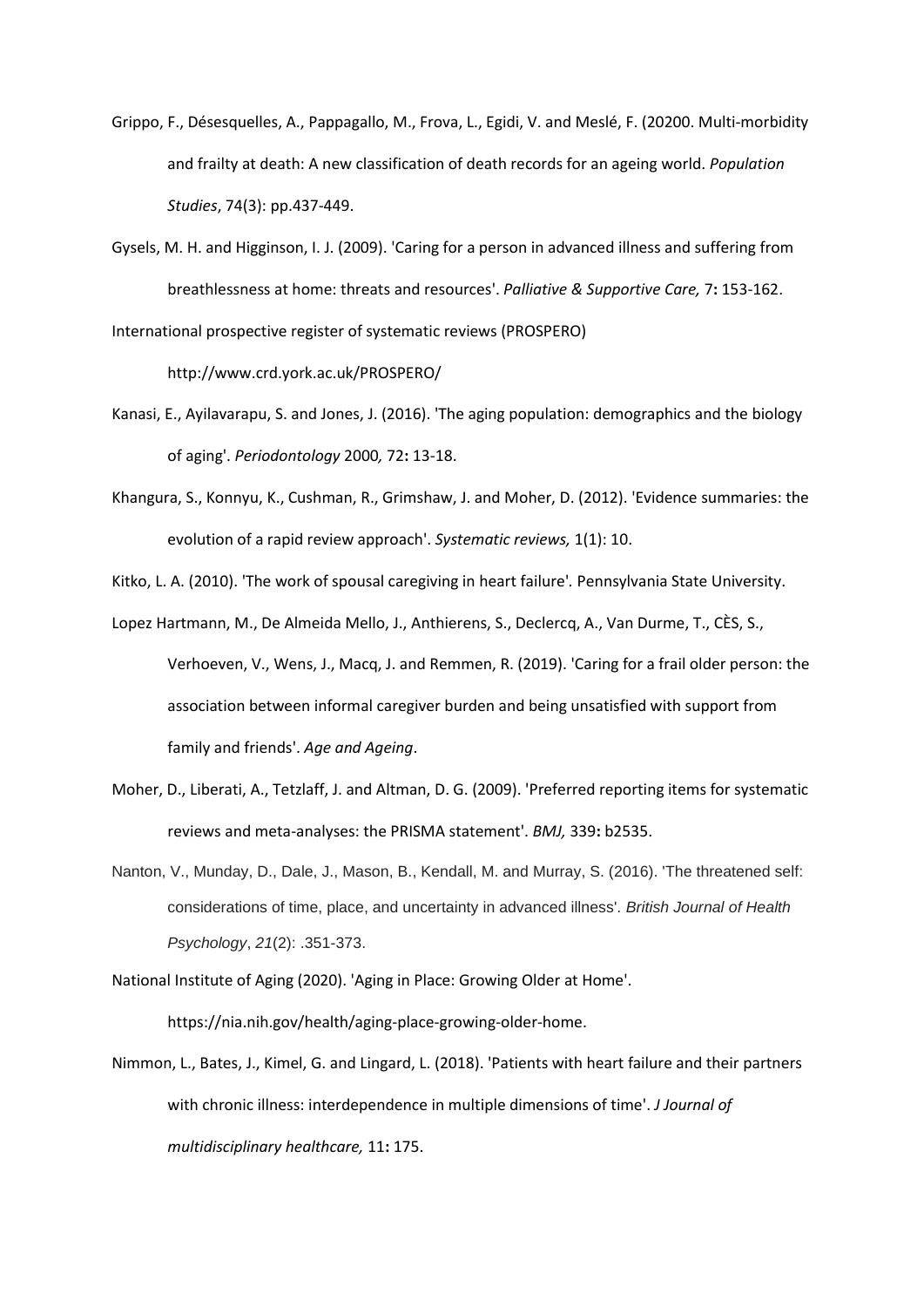Grippo, F., Désesquelles, A., Pappagallo, M., Frova, L., Egidi, V. and Meslé, F. (20200. Multi-morbidity and frailty at death: A new classification of death records for an ageing world. *Population Studies*, 74(3): pp.437-449.

Gysels, M. H. and Higginson, I. J. (2009). 'Caring for a person in advanced illness and suffering from breathlessness at home: threats and resources'. *Palliative & Supportive Care,* 7**:** 153-162.

International prospective register of systematic reviews (PROSPERO) http://www.crd.york.ac.uk/PROSPERO/

Kanasi, E., Ayilavarapu, S. and Jones, J. (2016). 'The aging population: demographics and the biology of aging'. *Periodontology* 2000*,* 72**:** 13-18.

Khangura, S., Konnyu, K., Cushman, R., Grimshaw, J. and Moher, D. (2012). 'Evidence summaries: the evolution of a rapid review approach'. *Systematic reviews,* 1(1): 10.

Kitko, L. A. (2010). 'The work of spousal caregiving in heart failure'. Pennsylvania State University.

Lopez Hartmann, M., De Almeida Mello, J., Anthierens, S., Declercq, A., Van Durme, T., CÈS, S., Verhoeven, V., Wens, J., Macq, J. and Remmen, R. (2019). 'Caring for a frail older person: the association between informal caregiver burden and being unsatisfied with support from family and friends'. *Age and Ageing*.

Moher, D., Liberati, A., Tetzlaff, J. and Altman, D. G. (2009). 'Preferred reporting items for systematic reviews and meta-analyses: the PRISMA statement'. *BMJ,* 339**:** b2535.

Nanton, V., Munday, D., Dale, J., Mason, B., Kendall, M. and Murray, S. (2016). 'The threatened self: considerations of time, place, and uncertainty in advanced illness'. *British Journal of Health Psychology*, *21*(2): .351-373.

National Institute of Aging (2020). 'Aging in Place: Growing Older at Home'. https://nia.nih.gov/health/aging-place-growing-older-home.

Nimmon, L., Bates, J., Kimel, G. and Lingard, L. (2018). 'Patients with heart failure and their partners with chronic illness: interdependence in multiple dimensions of time'. *J Journal of multidisciplinary healthcare,* 11**:** 175.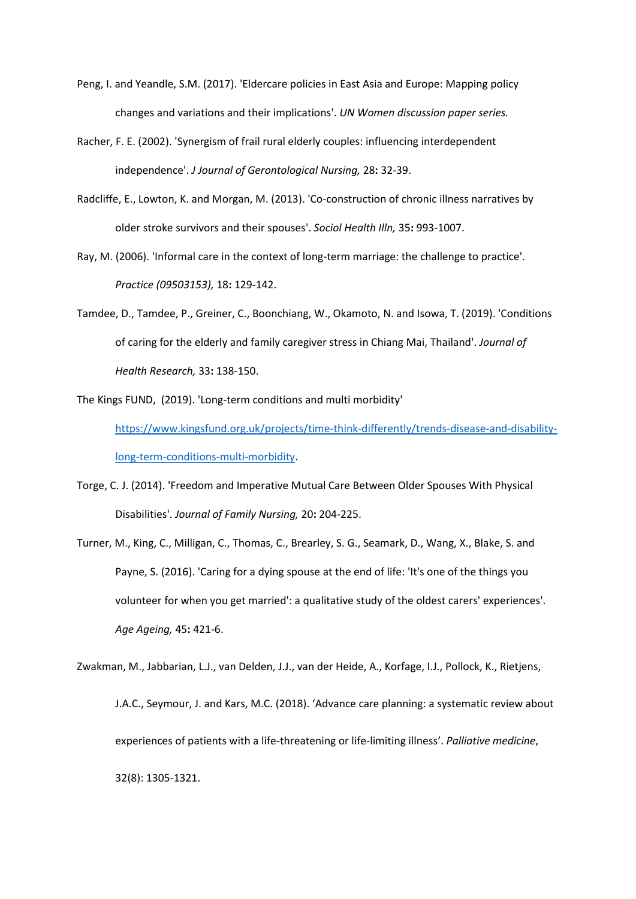Peng, I. and Yeandle, S.M. (2017). 'Eldercare policies in East Asia and Europe: Mapping policy changes and variations and their implications'. *UN Women discussion paper series.*

Racher, F. E. (2002). 'Synergism of frail rural elderly couples: influencing interdependent independence'. *J Journal of Gerontological Nursing,* 28**:** 32-39.

Radcliffe, E., Lowton, K. and Morgan, M. (2013). 'Co-construction of chronic illness narratives by older stroke survivors and their spouses'. *Sociol Health Illn,* 35**:** 993-1007.

Ray, M. (2006). 'Informal care in the context of long-term marriage: the challenge to practice'. *Practice (09503153),* 18**:** 129-142.

Tamdee, D., Tamdee, P., Greiner, C., Boonchiang, W., Okamoto, N. and Isowa, T. (2019). 'Conditions of caring for the elderly and family caregiver stress in Chiang Mai, Thailand'. *Journal of Health Research,* 33**:** 138-150.

The Kings FUND, (2019). 'Long-term conditions and multi morbidity' [https://www.kingsfund.org.uk/projects/time-think-differently/trends-disease-and-disability-long-term-conditions-multi-morbidity](https://www.kingsfund.org.uk/projects/time-think-differently/trends-disease-and-disability-long-term-conditions-multi-morbidity).

Torge, C. J. (2014). 'Freedom and Imperative Mutual Care Between Older Spouses With Physical Disabilities'. *Journal of Family Nursing,* 20**:** 204-225.

Turner, M., King, C., Milligan, C., Thomas, C., Brearley, S. G., Seamark, D., Wang, X., Blake, S. and Payne, S. (2016). 'Caring for a dying spouse at the end of life: 'It's one of the things you volunteer for when you get married': a qualitative study of the oldest carers' experiences'. *Age Ageing,* 45**:** 421-6.

Zwakman, M., Jabbarian, L.J., van Delden, J.J., van der Heide, A., Korfage, I.J., Pollock, K., Rietjens, J.A.C., Seymour, J. and Kars, M.C. (2018). 'Advance care planning: a systematic review about experiences of patients with a life-threatening or life-limiting illness'. *Palliative medicine*, 32(8): 1305-1321.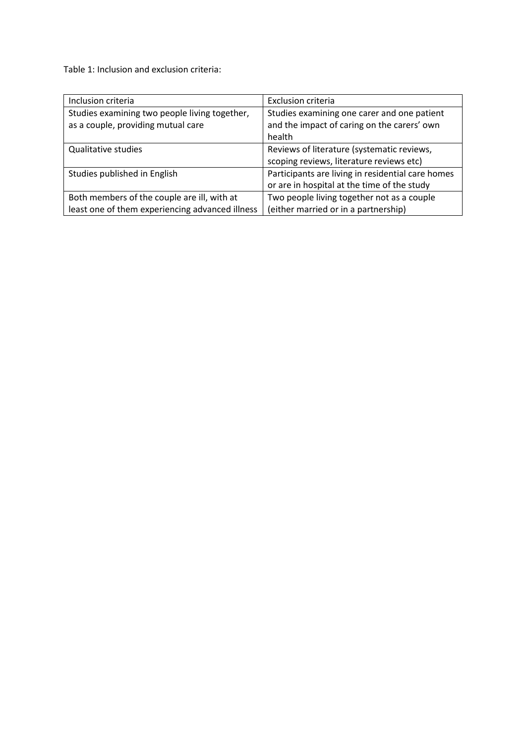Table 1: Inclusion and exclusion criteria:

| Inclusion criteria | Exclusion criteria |
| --- | --- |
| Studies examining two people living together, as a couple, providing mutual care | Studies examining one carer and one patient and the impact of caring on the carers' own health |
| Qualitative studies | Reviews of literature (systematic reviews, scoping reviews, literature reviews etc) |
| Studies published in English | Participants are living in residential care homes or are in hospital at the time of the study |
| Both members of the couple are ill, with at least one of them experiencing advanced illness | Two people living together not as a couple (either married or in a partnership) |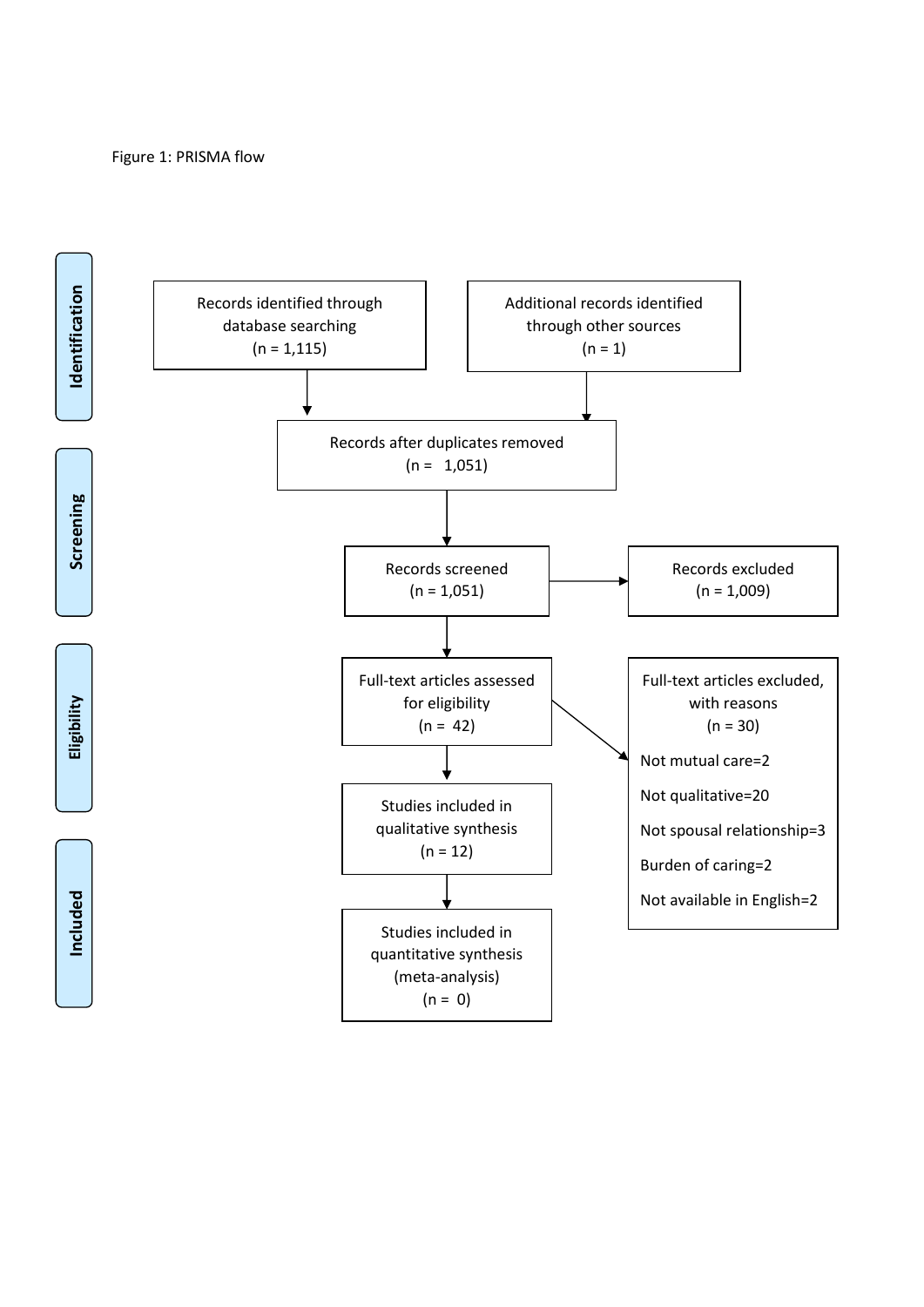Figure 1: PRISMA flow

**Identification**

Records identified through database searching
(n = 1,115)

Additional records identified through other sources
(n = 1)

Records after duplicates removed
(n = 1,051)

**Screening**

Records screened
(n = 1,051)

Records excluded
(n = 1,009)

**Eligibility**

Full-text articles assessed for eligibility
(n = 42)

Full-text articles excluded, with reasons
(n = 30)

Not mutual care=2

Not qualitative=20

Not spousal relationship=3

Burden of caring=2

Not available in English=2

**Included**

Studies included in qualitative synthesis
(n = 12)

Studies included in quantitative synthesis (meta-analysis)
(n = 0)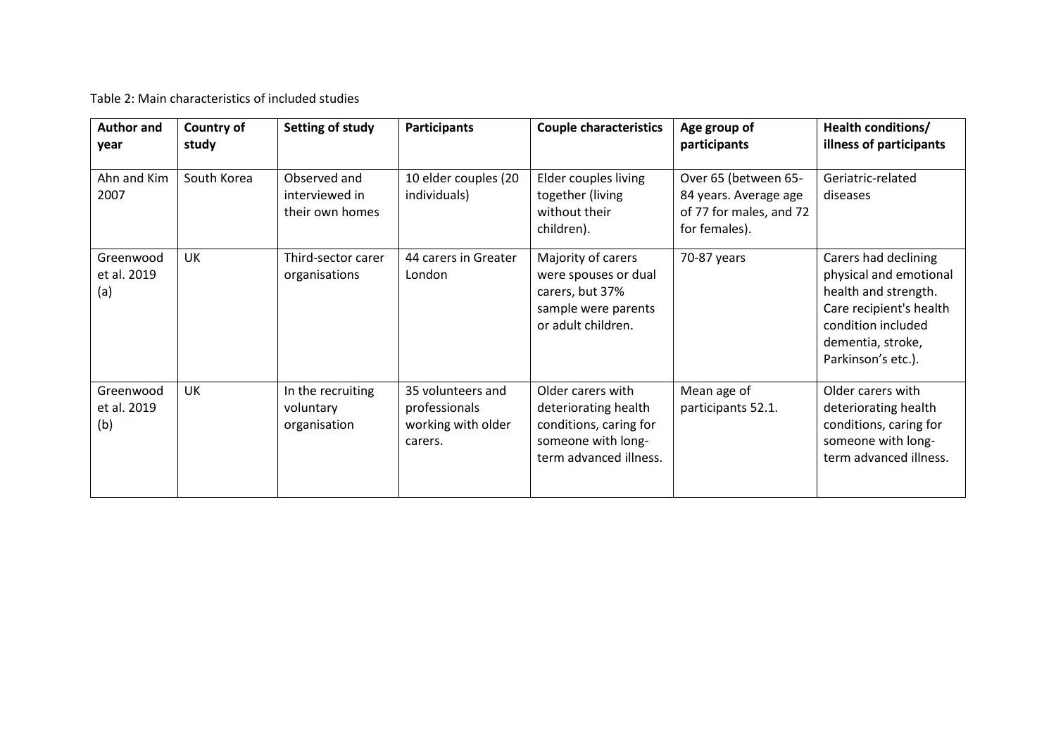Table 2: Main characteristics of included studies

| Author and year | Country of study | Setting of study | Participants | Couple characteristics | Age group of participants | Health conditions/ illness of participants |
|---|---|---|---|---|---|---|
| Ahn and Kim 2007 | South Korea | Observed and interviewed in their own homes | 10 elder couples (20 individuals) | Elder couples living together (living without their children). | Over 65 (between 65-84 years. Average age of 77 for males, and 72 for females). | Geriatric-related diseases |
| Greenwood et al. 2019 (a) | UK | Third-sector carer organisations | 44 carers in Greater London | Majority of carers were spouses or dual carers, but 37% sample were parents or adult children. | 70-87 years | Carers had declining physical and emotional health and strength. Care recipient's health condition included dementia, stroke, Parkinson's etc.). |
| Greenwood et al. 2019 (b) | UK | In the recruiting voluntary organisation | 35 volunteers and professionals working with older carers. | Older carers with deteriorating health conditions, caring for someone with long-term advanced illness. | Mean age of participants 52.1. | Older carers with deteriorating health conditions, caring for someone with long-term advanced illness. |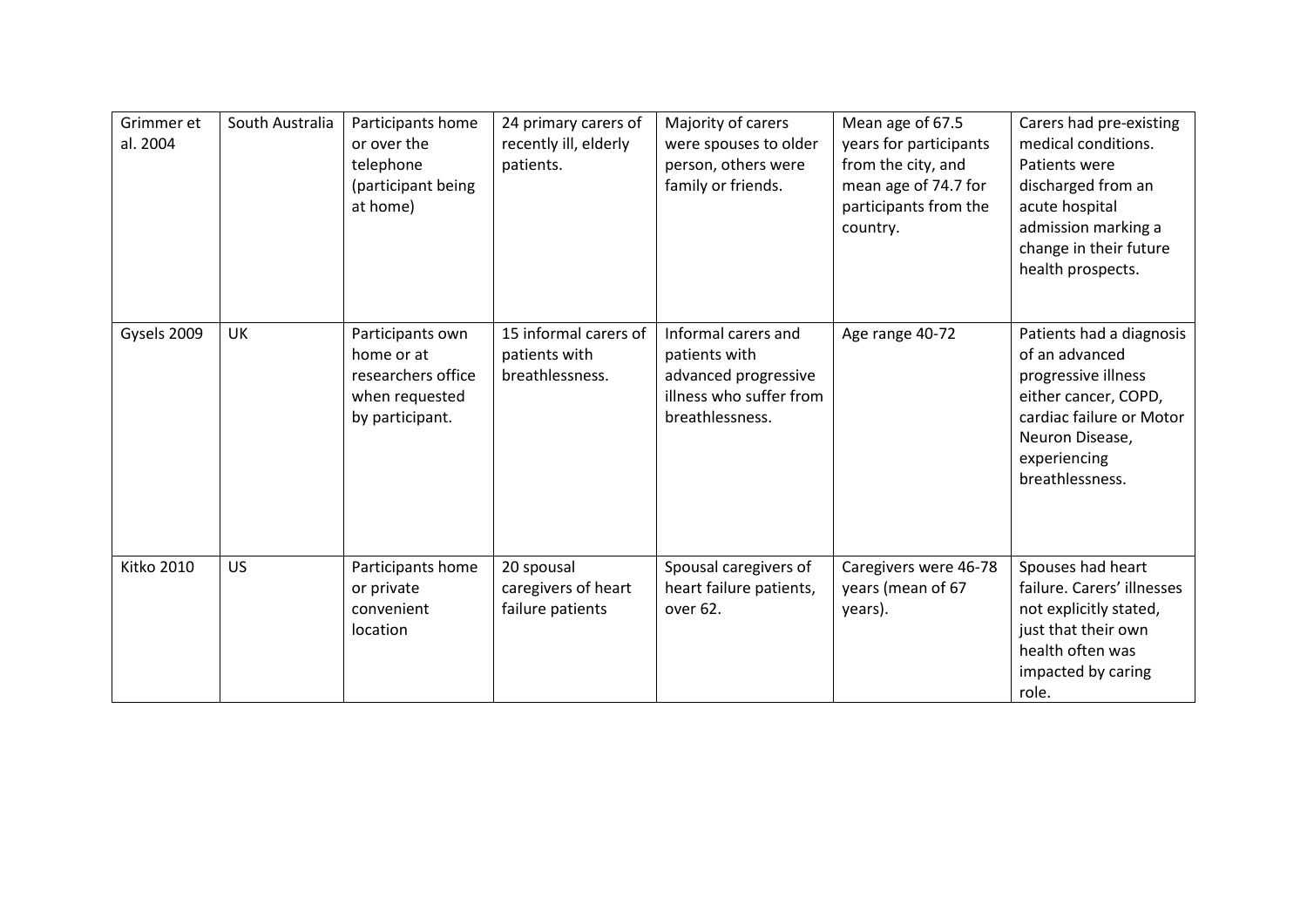| Grimmer et al. 2004 | South Australia | Participants home or over the telephone (participant being at home) | 24 primary carers of recently ill, elderly patients. | Majority of carers were spouses to older person, others were family or friends. | Mean age of 67.5 years for participants from the city, and mean age of 74.7 for participants from the country. | Carers had pre-existing medical conditions. Patients were discharged from an acute hospital admission marking a change in their future health prospects. |
|---|---|---|---|---|---|---|
| Gysels 2009 | UK | Participants own home or at researchers office when requested by participant. | 15 informal carers of patients with breathlessness. | Informal carers and patients with advanced progressive illness who suffer from breathlessness. | Age range 40-72 | Patients had a diagnosis of an advanced progressive illness either cancer, COPD, cardiac failure or Motor Neuron Disease, experiencing breathlessness. |
| Kitko 2010 | US | Participants home or private convenient location | 20 spousal caregivers of heart failure patients | Spousal caregivers of heart failure patients, over 62. | Caregivers were 46-78 years (mean of 67 years). | Spouses had heart failure. Carers' illnesses not explicitly stated, just that their own health often was impacted by caring role. |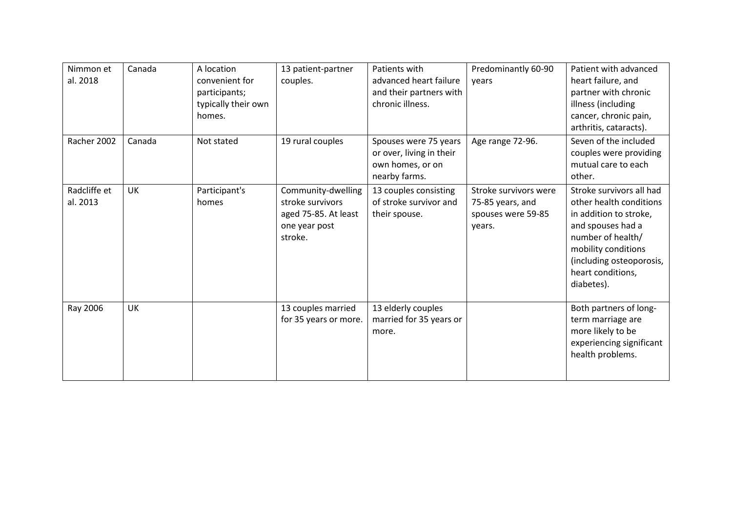| | | | | | | |
|---|---|---|---|---|---|---|
| Nimmon et al. 2018 | Canada | A location convenient for participants; typically their own homes. | 13 patient-partner couples. | Patients with advanced heart failure and their partners with chronic illness. | Predominantly 60-90 years | Patient with advanced heart failure, and partner with chronic illness (including cancer, chronic pain, arthritis, cataracts). |
| Racher 2002 | Canada | Not stated | 19 rural couples | Spouses were 75 years or over, living in their own homes, or on nearby farms. | Age range 72-96. | Seven of the included couples were providing mutual care to each other. |
| Radcliffe et al. 2013 | UK | Participant's homes | Community-dwelling stroke survivors aged 75-85. At least one year post stroke. | 13 couples consisting of stroke survivor and their spouse. | Stroke survivors were 75-85 years, and spouses were 59-85 years. | Stroke survivors all had other health conditions in addition to stroke, and spouses had a number of health/ mobility conditions (including osteoporosis, heart conditions, diabetes). |
| Ray 2006 | UK | | 13 couples married for 35 years or more. | 13 elderly couples married for 35 years or more. | | Both partners of long-term marriage are more likely to be experiencing significant health problems. |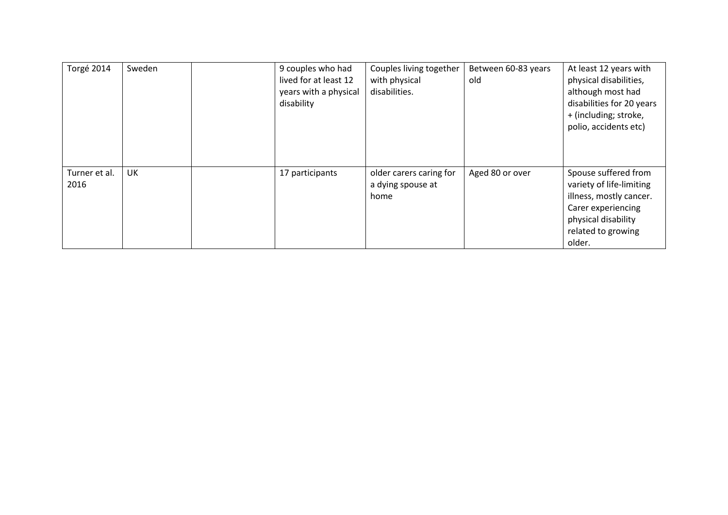| | | | | | | |
|---|---|---|---|---|---|---|
| Torgé 2014 | Sweden | | 9 couples who had lived for at least 12 years with a physical disability | Couples living together with physical disabilities. | Between 60-83 years old | At least 12 years with physical disabilities, although most had disabilities for 20 years + (including; stroke, polio, accidents etc) |
| Turner et al. 2016 | UK | | 17 participants | older carers caring for a dying spouse at home | Aged 80 or over | Spouse suffered from variety of life-limiting illness, mostly cancer. Carer experiencing physical disability related to growing older. |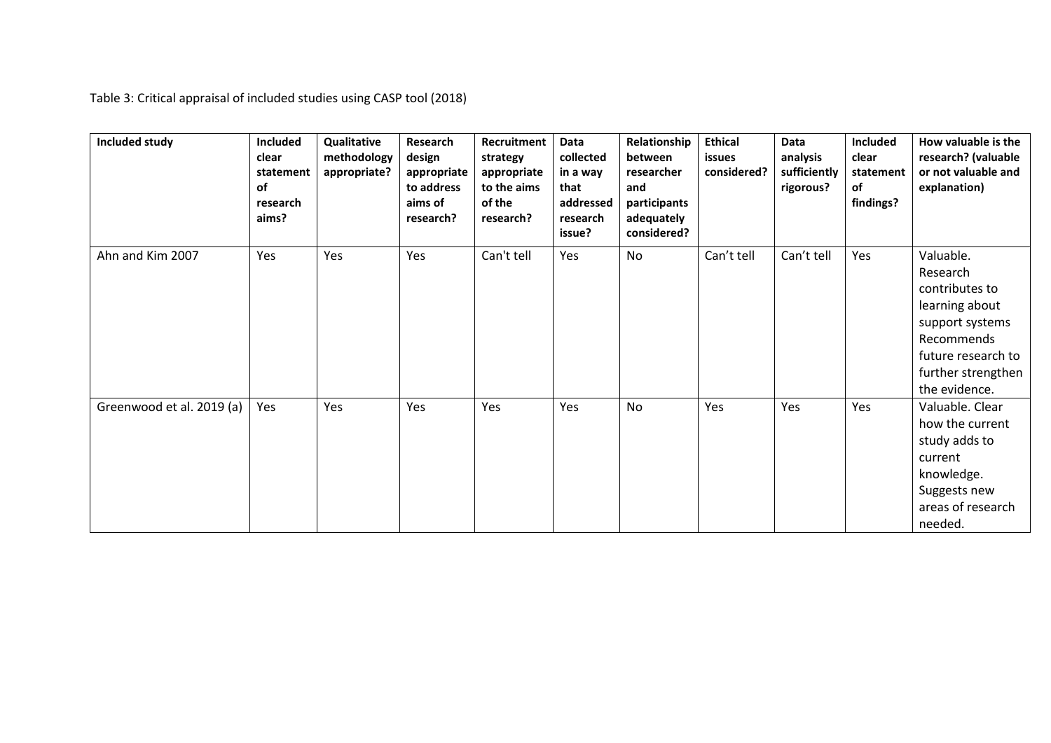Table 3: Critical appraisal of included studies using CASP tool (2018)

| Included study | Included clear statement of research aims? | Qualitative methodology appropriate? | Research design appropriate to address aims of research? | Recruitment strategy appropriate to the aims of the research? | Data collected in a way that addressed research issue? | Relationship between researcher and participants adequately considered? | Ethical issues considered? | Data analysis sufficiently rigorous? | Included clear statement of findings? | How valuable is the research? (valuable or not valuable and explanation) |
|---|---|---|---|---|---|---|---|---|---|---|
| Ahn and Kim 2007 | Yes | Yes | Yes | Can't tell | Yes | No | Can't tell | Can't tell | Yes | Valuable. Research contributes to learning about support systems Recommends future research to further strengthen the evidence. |
| Greenwood et al. 2019 (a) | Yes | Yes | Yes | Yes | Yes | No | Yes | Yes | Yes | Valuable. Clear how the current study adds to current knowledge. Suggests new areas of research needed. |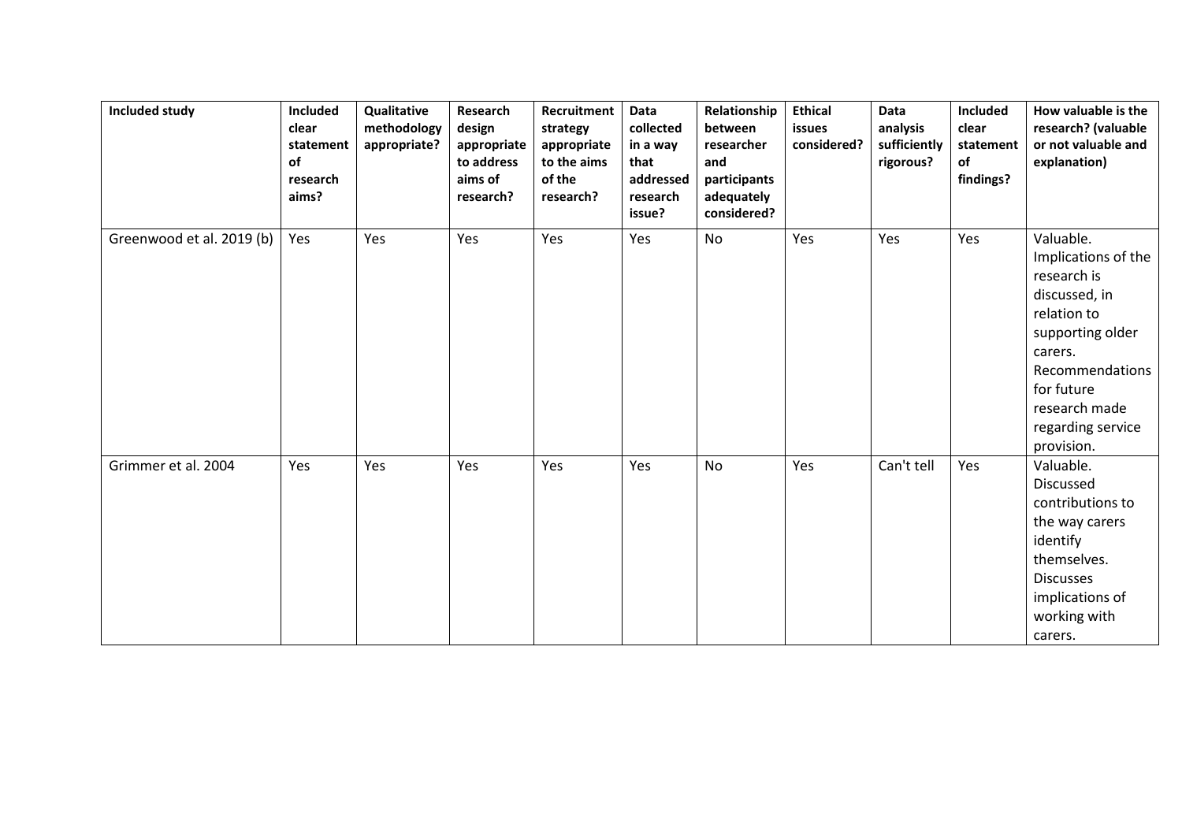| Included study | Included clear statement of research aims? | Qualitative methodology appropriate? | Research design appropriate to address aims of research? | Recruitment strategy appropriate to the aims of the research? | Data collected in a way that addressed research issue? | Relationship between researcher and participants adequately considered? | Ethical issues considered? | Data analysis sufficiently rigorous? | Included clear statement of findings? | How valuable is the research? (valuable or not valuable and explanation) |
|---|---|---|---|---|---|---|---|---|---|---|
| Greenwood et al. 2019 (b) | Yes | Yes | Yes | Yes | Yes | No | Yes | Yes | Yes | Valuable. Implications of the research is discussed, in relation to supporting older carers. Recommendations for future research made regarding service provision. |
| Grimmer et al. 2004 | Yes | Yes | Yes | Yes | Yes | No | Yes | Can't tell | Yes | Valuable. Discussed contributions to the way carers identify themselves. Discusses implications of working with carers. |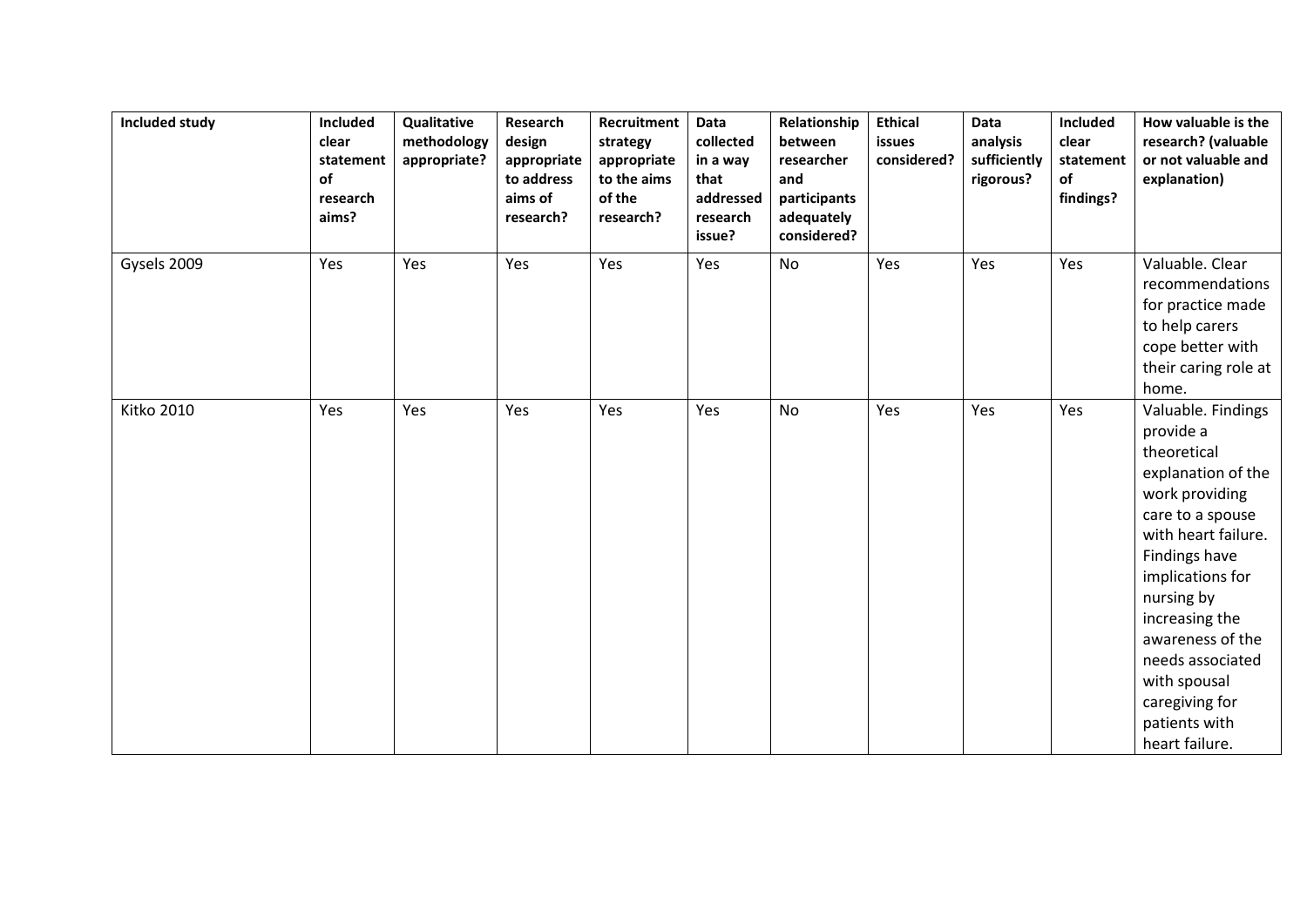| Included study | Included clear statement of research aims? | Qualitative methodology appropriate? | Research design appropriate to address aims of research? | Recruitment strategy appropriate to the aims of the research? | Data collected in a way that addressed research issue? | Relationship between researcher and participants adequately considered? | Ethical issues considered? | Data analysis sufficiently rigorous? | Included clear statement of findings? | How valuable is the research? (valuable or not valuable and explanation) |
|---|---|---|---|---|---|---|---|---|---|---|
| Gysels 2009 | Yes | Yes | Yes | Yes | Yes | No | Yes | Yes | Yes | Valuable. Clear recommendations for practice made to help carers cope better with their caring role at home. |
| Kitko 2010 | Yes | Yes | Yes | Yes | Yes | No | Yes | Yes | Yes | Valuable. Findings provide a theoretical explanation of the work providing care to a spouse with heart failure. Findings have implications for nursing by increasing the awareness of the needs associated with spousal caregiving for patients with heart failure. |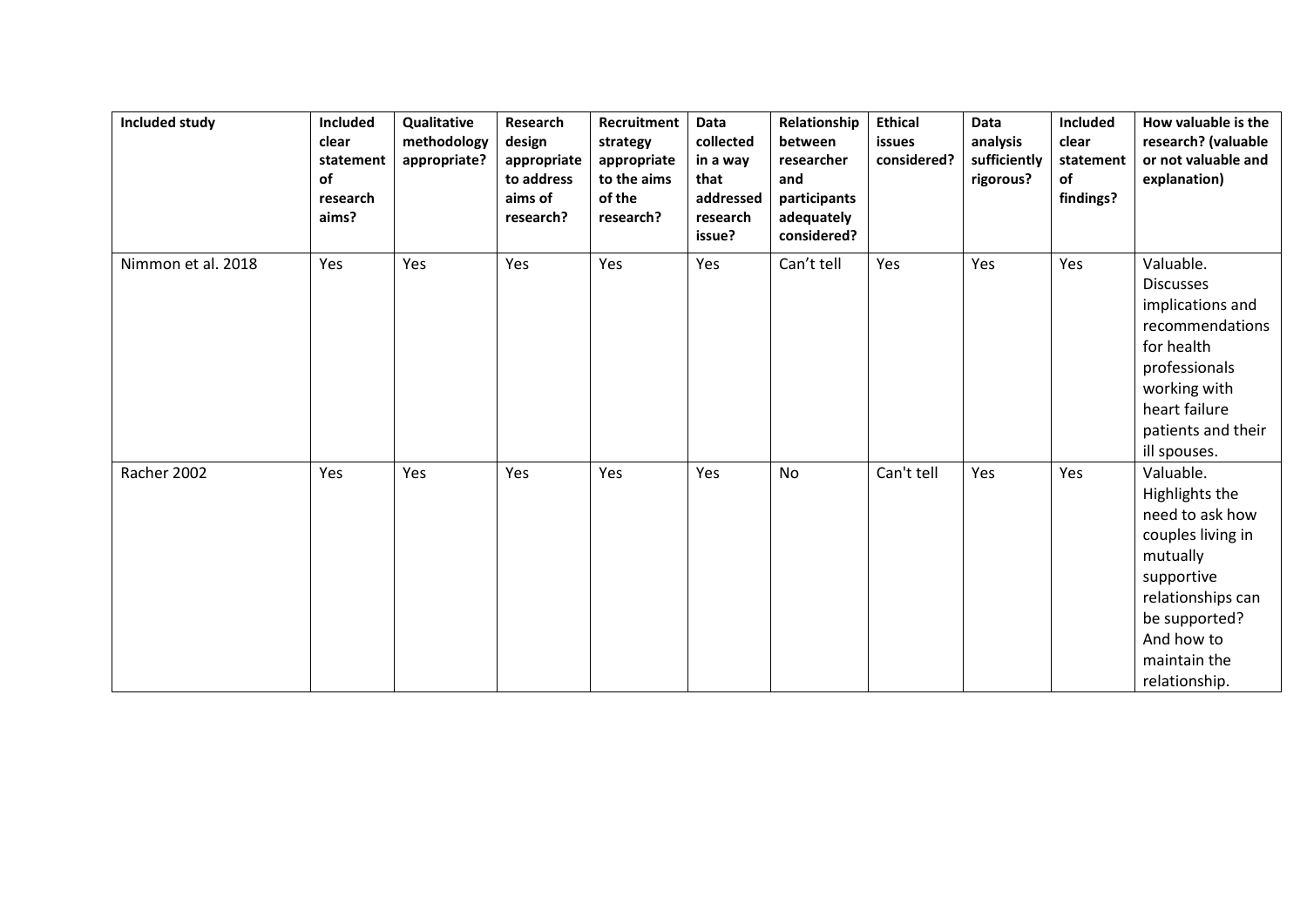| Included study | Included clear statement of research aims? | Qualitative methodology appropriate? | Research design appropriate to address aims of research? | Recruitment strategy appropriate to the aims of the research? | Data collected in a way that addressed research issue? | Relationship between researcher and participants adequately considered? | Ethical issues considered? | Data analysis sufficiently rigorous? | Included clear statement of findings? | How valuable is the research? (valuable or not valuable and explanation) |
|---|---|---|---|---|---|---|---|---|---|---|
| Nimmon et al. 2018 | Yes | Yes | Yes | Yes | Yes | Can't tell | Yes | Yes | Yes | Valuable. Discusses implications and recommendations for health professionals working with heart failure patients and their ill spouses. |
| Racher 2002 | Yes | Yes | Yes | Yes | Yes | No | Can't tell | Yes | Yes | Valuable. Highlights the need to ask how couples living in mutually supportive relationships can be supported? And how to maintain the relationship. |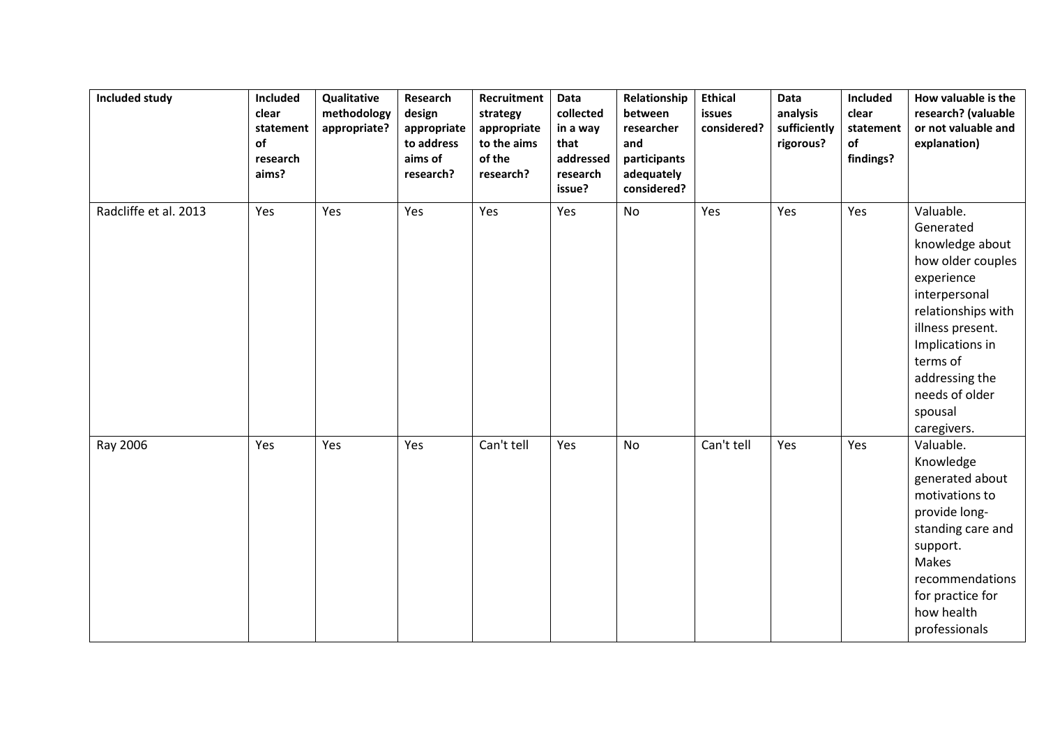| Included study | Included clear statement of research aims? | Qualitative methodology appropriate? | Research design appropriate to address aims of research? | Recruitment strategy appropriate to the aims of the research? | Data collected in a way that addressed research issue? | Relationship between researcher and participants adequately considered? | Ethical issues considered? | Data analysis sufficiently rigorous? | Included clear statement of findings? | How valuable is the research? (valuable or not valuable and explanation) |
|---|---|---|---|---|---|---|---|---|---|---|
| Radcliffe et al. 2013 | Yes | Yes | Yes | Yes | Yes | No | Yes | Yes | Yes | Valuable. Generated knowledge about how older couples experience interpersonal relationships with illness present. Implications in terms of addressing the needs of older spousal caregivers. |
| Ray 2006 | Yes | Yes | Yes | Can't tell | Yes | No | Can't tell | Yes | Yes | Valuable. Knowledge generated about motivations to provide long-standing care and support. Makes recommendations for practice for how health professionals |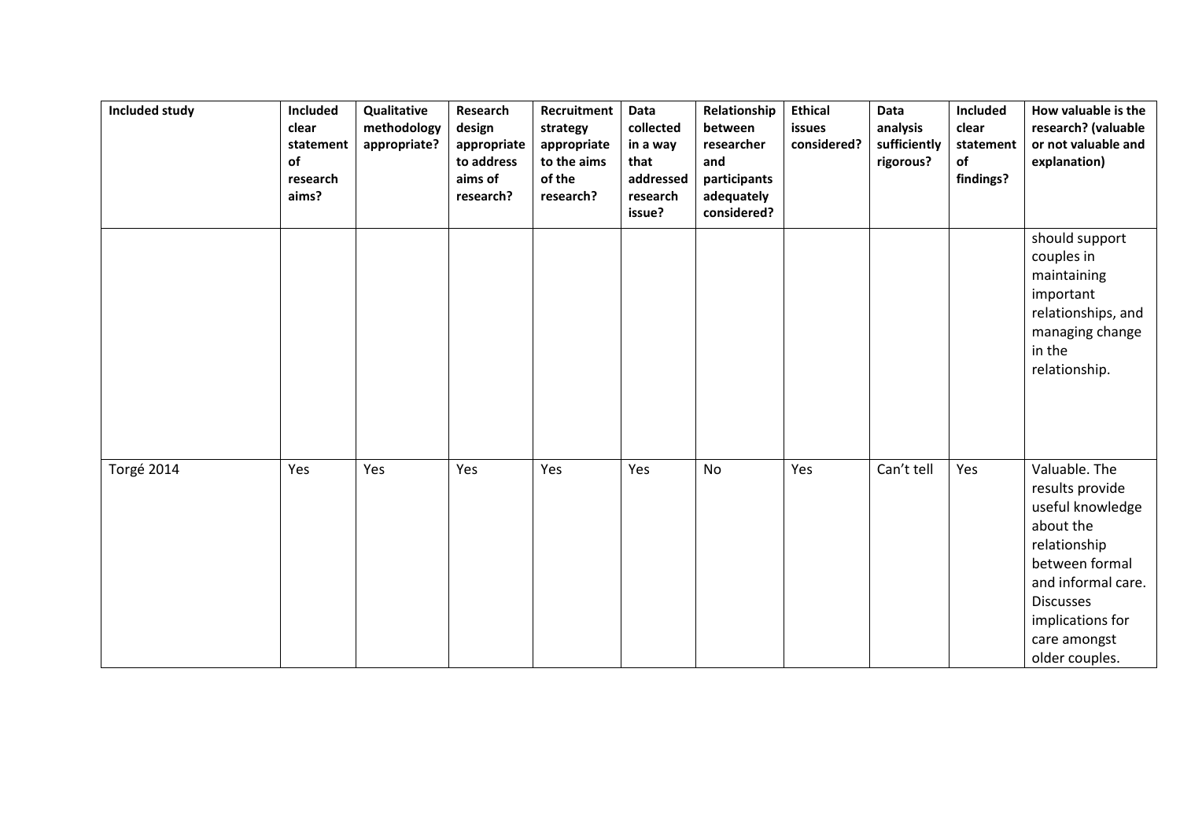| Included study | Included clear statement of research aims? | Qualitative methodology appropriate? | Research design appropriate to address aims of research? | Recruitment strategy appropriate to the aims of the research? | Data collected in a way that addressed research issue? | Relationship between researcher and participants adequately considered? | Ethical issues considered? | Data analysis sufficiently rigorous? | Included clear statement of findings? | How valuable is the research? (valuable or not valuable and explanation) |
|---|---|---|---|---|---|---|---|---|---|---|
| | | | | | | | | | | should support couples in maintaining important relationships, and managing change in the relationship. |
| Torgé 2014 | Yes | Yes | Yes | Yes | Yes | No | Yes | Can't tell | Yes | Valuable. The results provide useful knowledge about the relationship between formal and informal care. Discusses implications for care amongst older couples. |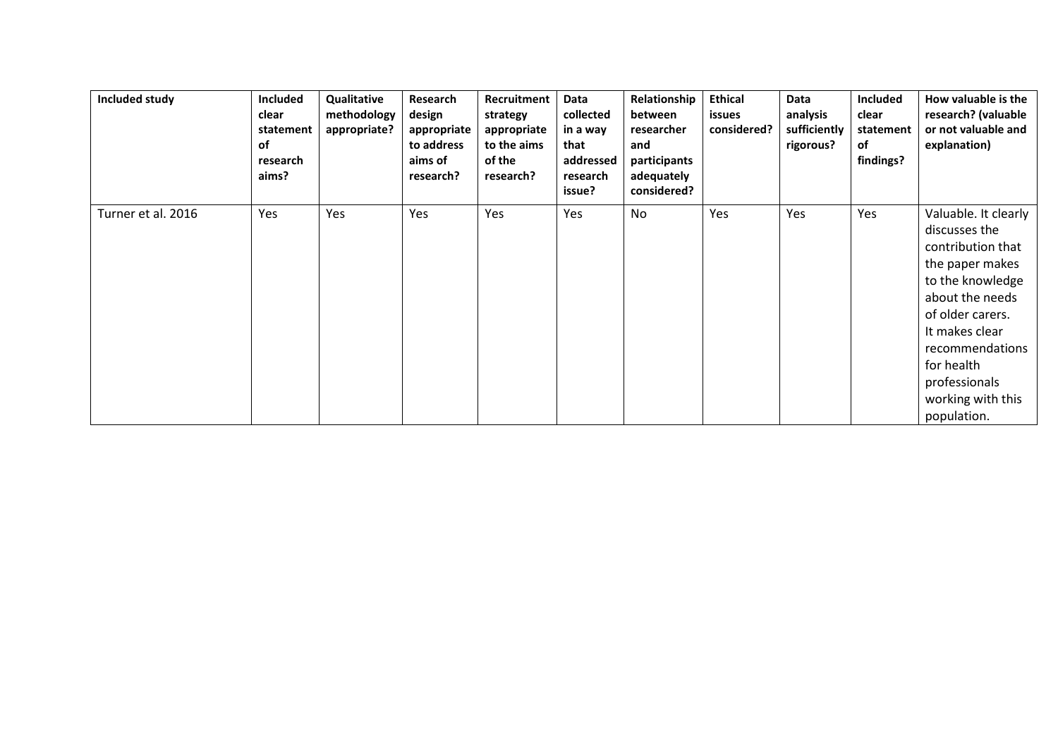| Included study | Included clear statement of research aims? | Qualitative methodology appropriate? | Research design appropriate to address aims of research? | Recruitment strategy appropriate to the aims of the research? | Data collected in a way that addressed research issue? | Relationship between researcher and participants adequately considered? | Ethical issues considered? | Data analysis sufficiently rigorous? | Included clear statement of findings? | How valuable is the research? (valuable or not valuable and explanation) |
|---|---|---|---|---|---|---|---|---|---|---|
| Turner et al. 2016 | Yes | Yes | Yes | Yes | Yes | No | Yes | Yes | Yes | Valuable. It clearly discusses the contribution that the paper makes to the knowledge about the needs of older carers. It makes clear recommendations for health professionals working with this population. |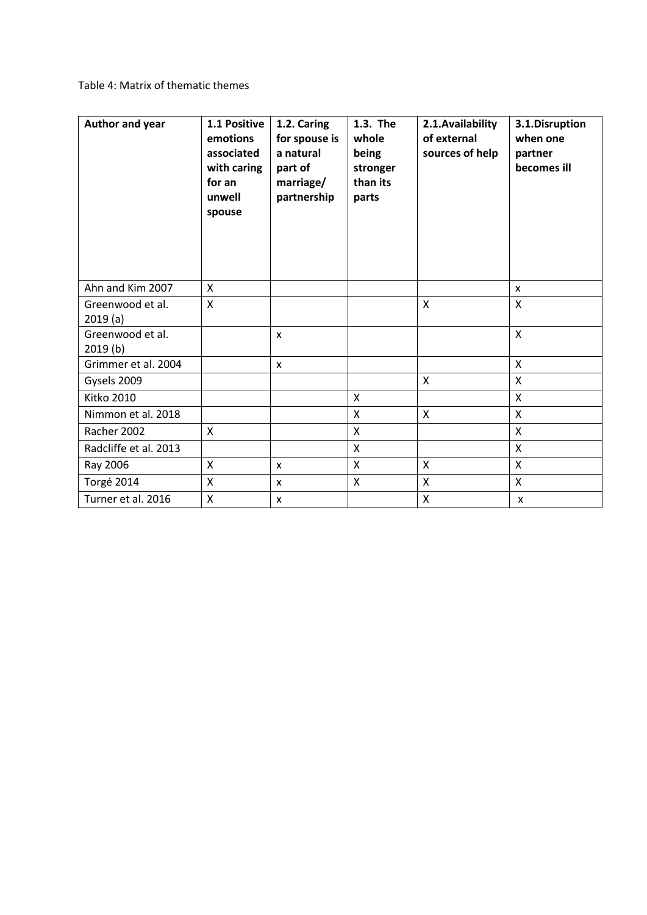Table 4: Matrix of thematic themes

| Author and year | 1.1 Positive emotions associated with caring for an unwell spouse | 1.2. Caring for spouse is a natural part of marriage/ partnership | 1.3. The whole being stronger than its parts | 2.1.Availability of external sources of help | 3.1.Disruption when one partner becomes ill |
|---|---|---|---|---|---|
| Ahn and Kim 2007 | X | | | | x |
| Greenwood et al. 2019 (a) | X | | | X | X |
| Greenwood et al. 2019 (b) | | x | | | X |
| Grimmer et al. 2004 | | x | | | X |
| Gysels 2009 | | | | X | X |
| Kitko 2010 | | | X | | X |
| Nimmon et al. 2018 | | | X | X | X |
| Racher 2002 | X | | X | | X |
| Radcliffe et al. 2013 | | | X | | X |
| Ray 2006 | X | x | X | X | X |
| Torgé 2014 | X | x | X | X | X |
| Turner et al. 2016 | X | x | | X | x |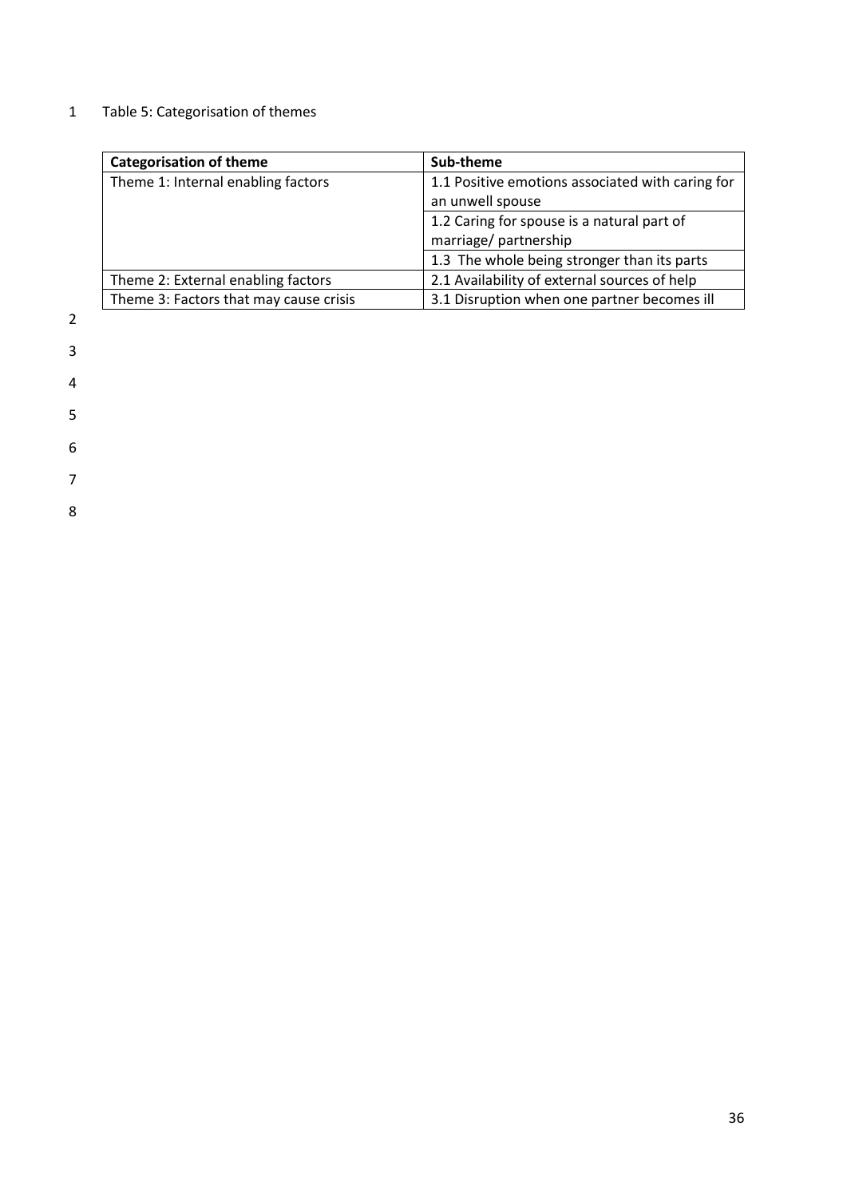Table 5: Categorisation of themes

| Categorisation of theme | Sub-theme |
|---|---|
| Theme 1: Internal enabling factors | 1.1 Positive emotions associated with caring for an unwell spouse |
| | 1.2 Caring for spouse is a natural part of marriage/ partnership |
| | 1.3 The whole being stronger than its parts |
| Theme 2: External enabling factors | 2.1 Availability of external sources of help |
| Theme 3: Factors that may cause crisis | 3.1 Disruption when one partner becomes ill |